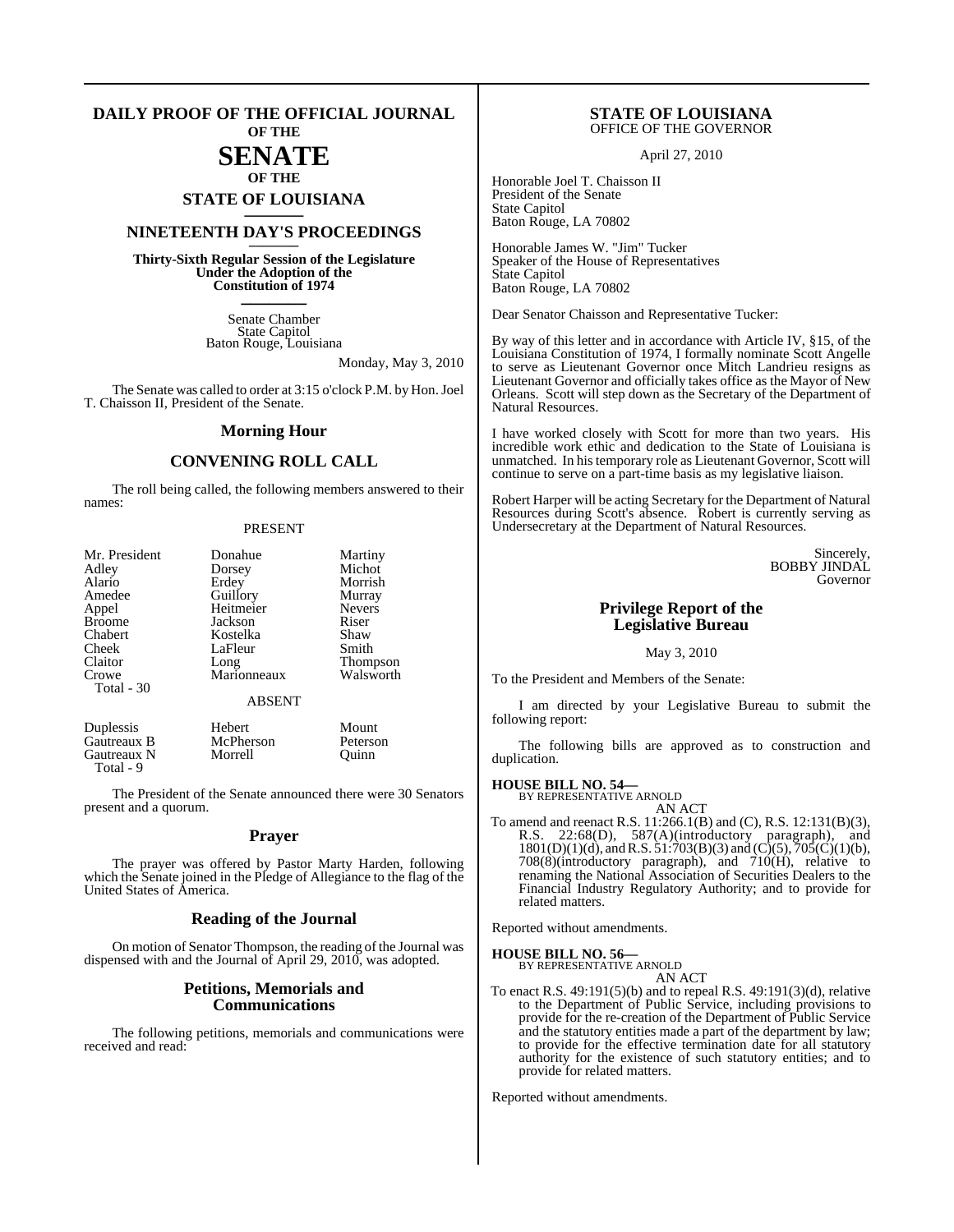# DAILY PROOF OF THE OFFICIAL JOURNAL OF THE SENATE OF THE STATE OF LOUISIANA

## NINETEENTH DAY'S PROCEEDINGS

**Thirty-Sixth Regular Session of the Legislature Under the Adoption of the Constitution of 1974**

Senate Chamber
State Capitol
Baton Rouge, Louisiana

Monday, May 3, 2010

The Senate was called to order at 3:15 o'clock P.M. by Hon. Joel T. Chaisson II, President of the Senate.

## Morning Hour

## CONVENING ROLL CALL

The roll being called, the following members answered to their names:

PRESENT

| | | |
|---|---|---|
| Mr. President | Donahue | Martiny |
| Adley | Dorsey | Michot |
| Alario | Erdey | Morrish |
| Amedee | Guillory | Murray |
| Appel | Heitmeier | Nevers |
| Broome | Jackson | Riser |
| Chabert | Kostelka | Shaw |
| Cheek | LaFleur | Smith |
| Claitor | Long | Thompson |
| Crowe | Marionneaux | Walsworth |
| Total - 30 | | |

ABSENT

| | | |
|---|---|---|
| Duplessis | Hebert | Mount |
| Gautreaux B | McPherson | Peterson |
| Gautreaux N | Morrell | Quinn |
| Total - 9 | | |

The President of the Senate announced there were 30 Senators present and a quorum.

## Prayer

The prayer was offered by Pastor Marty Harden, following which the Senate joined in the Pledge of Allegiance to the flag of the United States of America.

## Reading of the Journal

On motion of Senator Thompson, the reading of the Journal was dispensed with and the Journal of April 29, 2010, was adopted.

## Petitions, Memorials and Communications

The following petitions, memorials and communications were received and read:

**STATE OF LOUISIANA**
OFFICE OF THE GOVERNOR

April 27, 2010

Honorable Joel T. Chaisson II
President of the Senate
State Capitol
Baton Rouge, LA 70802

Honorable James W. "Jim" Tucker
Speaker of the House of Representatives
State Capitol
Baton Rouge, LA 70802

Dear Senator Chaisson and Representative Tucker:

By way of this letter and in accordance with Article IV, §15, of the Louisiana Constitution of 1974, I formally nominate Scott Angelle to serve as Lieutenant Governor once Mitch Landrieu resigns as Lieutenant Governor and officially takes office as the Mayor of New Orleans. Scott will step down as the Secretary of the Department of Natural Resources.

I have worked closely with Scott for more than two years. His incredible work ethic and dedication to the State of Louisiana is unmatched. In his temporary role as Lieutenant Governor, Scott will continue to serve on a part-time basis as my legislative liaison.

Robert Harper will be acting Secretary for the Department of Natural Resources during Scott's absence. Robert is currently serving as Undersecretary at the Department of Natural Resources.

Sincerely,
BOBBY JINDAL
Governor

## Privilege Report of the Legislative Bureau

May 3, 2010

To the President and Members of the Senate:

I am directed by your Legislative Bureau to submit the following report:

The following bills are approved as to construction and duplication.

**HOUSE BILL NO. 54—**
BY REPRESENTATIVE ARNOLD
AN ACT
To amend and reenact R.S. 11:266.1(B) and (C), R.S. 12:131(B)(3), R.S. 22:68(D), 587(A)(introductory paragraph), and 1801(D)(1)(d), and R.S. 51:703(B)(3) and (C)(5), 705(C)(1)(b), 708(8)(introductory paragraph), and 710(H), relative to renaming the National Association of Securities Dealers to the Financial Industry Regulatory Authority; and to provide for related matters.

Reported without amendments.

**HOUSE BILL NO. 56—**
BY REPRESENTATIVE ARNOLD
AN ACT
To enact R.S. 49:191(5)(b) and to repeal R.S. 49:191(3)(d), relative to the Department of Public Service, including provisions to provide for the re-creation of the Department of Public Service and the statutory entities made a part of the department by law; to provide for the effective termination date for all statutory authority for the existence of such statutory entities; and to provide for related matters.

Reported without amendments.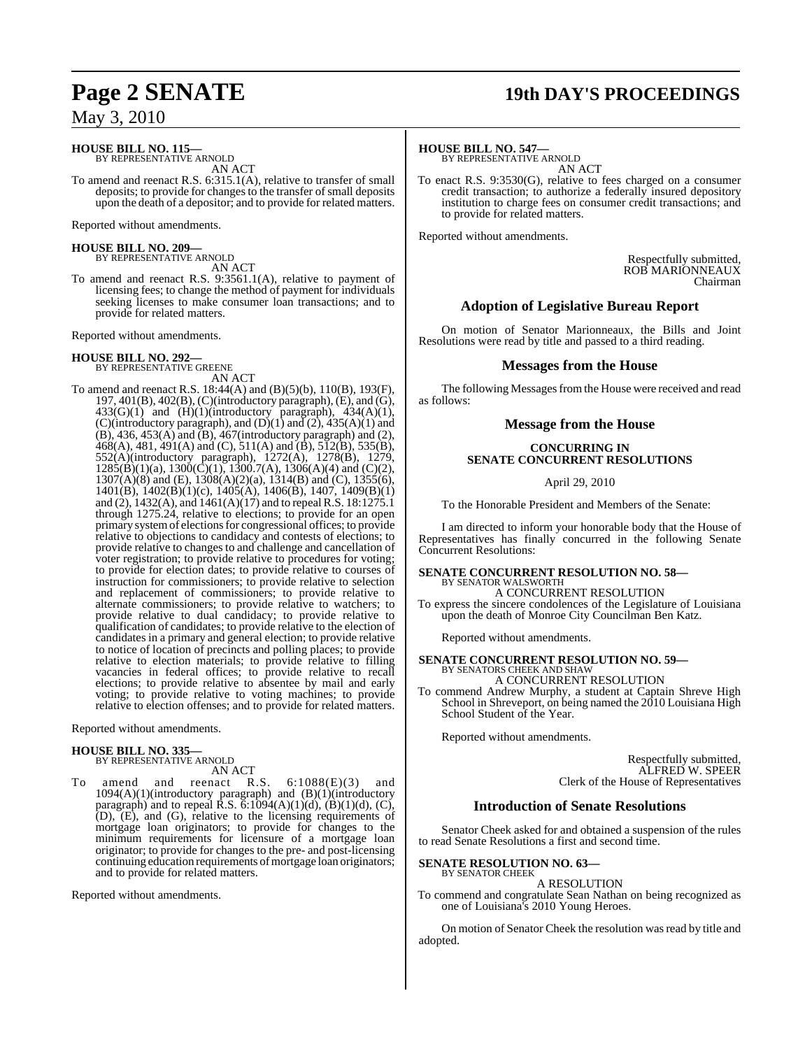**HOUSE BILL NO. 115—**
BY REPRESENTATIVE ARNOLD
AN ACT

To amend and reenact R.S. 6:315.1(A), relative to transfer of small deposits; to provide for changes to the transfer of small deposits upon the death of a depositor; and to provide for related matters.

Reported without amendments.

**HOUSE BILL NO. 209—**
BY REPRESENTATIVE ARNOLD
AN ACT

To amend and reenact R.S. 9:3561.1(A), relative to payment of licensing fees; to change the method of payment for individuals seeking licenses to make consumer loan transactions; and to provide for related matters.

Reported without amendments.

**HOUSE BILL NO. 292—**
BY REPRESENTATIVE GREENE
AN ACT

To amend and reenact R.S. 18:44(A) and (B)(5)(b), 110(B), 193(F), 197, 401(B), 402(B), (C)(introductory paragraph), (E), and (G), 433(G)(1) and (H)(1)(introductory paragraph), 434(A)(1), (C)(introductory paragraph), and (D)(1) and (2), 435(A)(1) and (B), 436, 453(A) and (B), 467(introductory paragraph) and (2), 468(A), 481, 491(A) and (C), 511(A) and (B), 512(B), 535(B), 552(A)(introductory paragraph), 1272(A), 1278(B), 1279, 1285(B)(1)(a), 1300(C)(1), 1300.7(A), 1306(A)(4) and (C)(2), 1307(A)(8) and (E), 1308(A)(2)(a), 1314(B) and (C), 1355(6), 1401(B), 1402(B)(1)(c), 1405(A), 1406(B), 1407, 1409(B)(1) and (2), 1432(A), and 1461(A)(17) and to repeal R.S. 18:1275.1 through 1275.24, relative to elections; to provide for an open primary system of elections for congressional offices; to provide relative to objections to candidacy and contests of elections; to provide relative to changes to and challenge and cancellation of voter registration; to provide relative to procedures for voting; to provide for election dates; to provide relative to courses of instruction for commissioners; to provide relative to selection and replacement of commissioners; to provide relative to alternate commissioners; to provide relative to watchers; to provide relative to dual candidacy; to provide relative to qualification of candidates; to provide relative to the election of candidates in a primary and general election; to provide relative to notice of location of precincts and polling places; to provide relative to election materials; to provide relative to filling vacancies in federal offices; to provide relative to recall elections; to provide relative to absentee by mail and early voting; to provide relative to voting machines; to provide relative to election offenses; and to provide for related matters.

Reported without amendments.

**HOUSE BILL NO. 335—**
BY REPRESENTATIVE ARNOLD
AN ACT

To amend and reenact R.S. 6:1088(E)(3) and 1094(A)(1)(introductory paragraph) and (B)(1)(introductory paragraph) and to repeal R.S. 6:1094(A)(1)(d), (B)(1)(d), (C), (D), (E), and (G), relative to the licensing requirements of mortgage loan originators; to provide for changes to the minimum requirements for licensure of a mortgage loan originator; to provide for changes to the pre- and post-licensing continuing education requirements of mortgage loan originators; and to provide for related matters.

Reported without amendments.

**HOUSE BILL NO. 547—**
BY REPRESENTATIVE ARNOLD
AN ACT

To enact R.S. 9:3530(G), relative to fees charged on a consumer credit transaction; to authorize a federally insured depository institution to charge fees on consumer credit transactions; and to provide for related matters.

Reported without amendments.

Respectfully submitted,
ROB MARIONNEAUX
Chairman

## Adoption of Legislative Bureau Report

On motion of Senator Marionneaux, the Bills and Joint Resolutions were read by title and passed to a third reading.

## Messages from the House

The following Messages from the House were received and read as follows:

## Message from the House

### CONCURRING IN SENATE CONCURRENT RESOLUTIONS

April 29, 2010

To the Honorable President and Members of the Senate:

I am directed to inform your honorable body that the House of Representatives has finally concurred in the following Senate Concurrent Resolutions:

**SENATE CONCURRENT RESOLUTION NO. 58—**
BY SENATOR WALSWORTH
A CONCURRENT RESOLUTION

To express the sincere condolences of the Legislature of Louisiana upon the death of Monroe City Councilman Ben Katz.

Reported without amendments.

**SENATE CONCURRENT RESOLUTION NO. 59—**
BY SENATORS CHEEK AND SHAW
A CONCURRENT RESOLUTION

To commend Andrew Murphy, a student at Captain Shreve High School in Shreveport, on being named the 2010 Louisiana High School Student of the Year.

Reported without amendments.

Respectfully submitted,
ALFRED W. SPEER
Clerk of the House of Representatives

## Introduction of Senate Resolutions

Senator Cheek asked for and obtained a suspension of the rules to read Senate Resolutions a first and second time.

**SENATE RESOLUTION NO. 63—**
BY SENATOR CHEEK
A RESOLUTION

To commend and congratulate Sean Nathan on being recognized as one of Louisiana's 2010 Young Heroes.

On motion of Senator Cheek the resolution was read by title and adopted.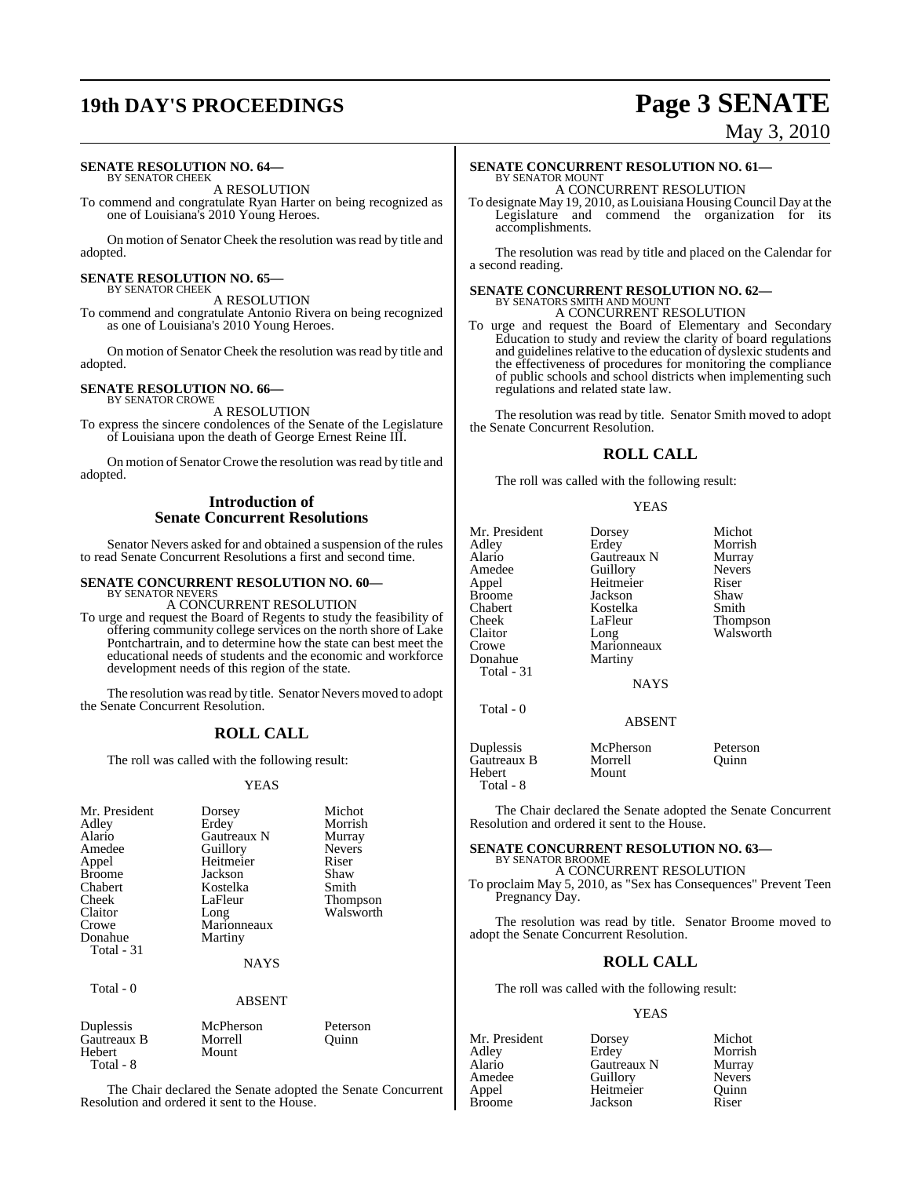**SENATE RESOLUTION NO. 64—**
BY SENATOR CHEEK

A RESOLUTION

To commend and congratulate Ryan Harter on being recognized as one of Louisiana's 2010 Young Heroes.

On motion of Senator Cheek the resolution was read by title and adopted.

**SENATE RESOLUTION NO. 65—**
BY SENATOR CHEEK

A RESOLUTION

To commend and congratulate Antonio Rivera on being recognized as one of Louisiana's 2010 Young Heroes.

On motion of Senator Cheek the resolution was read by title and adopted.

**SENATE RESOLUTION NO. 66—**
BY SENATOR CROWE

A RESOLUTION

To express the sincere condolences of the Senate of the Legislature of Louisiana upon the death of George Ernest Reine III.

On motion of Senator Crowe the resolution was read by title and adopted.

## Introduction of Senate Concurrent Resolutions

Senator Nevers asked for and obtained a suspension of the rules to read Senate Concurrent Resolutions a first and second time.

**SENATE CONCURRENT RESOLUTION NO. 60—**
BY SENATOR NEVERS

A CONCURRENT RESOLUTION

To urge and request the Board of Regents to study the feasibility of offering community college services on the north shore of Lake Pontchartrain, and to determine how the state can best meet the educational needs of students and the economic and workforce development needs of this region of the state.

The resolution was read by title. Senator Nevers moved to adopt the Senate Concurrent Resolution.

## ROLL CALL

The roll was called with the following result:

YEAS

| | | |
|---|---|---|
| Mr. President | Dorsey | Michot |
| Adley | Erdey | Morrish |
| Alario | Gautreaux N | Murray |
| Amedee | Guillory | Nevers |
| Appel | Heitmeier | Riser |
| Broome | Jackson | Shaw |
| Chabert | Kostelka | Smith |
| Cheek | LaFleur | Thompson |
| Claitor | Long | Walsworth |
| Crowe | Marionneaux | |
| Donahue | Martiny | |
| Total - 31 | | |

NAYS

Total - 0

ABSENT

| | | |
|---|---|---|
| Duplessis | McPherson | Peterson |
| Gautreaux B | Morrell | Quinn |
| Hebert | Mount | |
| Total - 8 | | |

The Chair declared the Senate adopted the Senate Concurrent Resolution and ordered it sent to the House.

**SENATE CONCURRENT RESOLUTION NO. 61—**
BY SENATOR MOUNT

A CONCURRENT RESOLUTION

To designate May 19, 2010, as Louisiana Housing Council Day at the Legislature and commend the organization for its accomplishments.

The resolution was read by title and placed on the Calendar for a second reading.

**SENATE CONCURRENT RESOLUTION NO. 62—**
BY SENATORS SMITH AND MOUNT

A CONCURRENT RESOLUTION

To urge and request the Board of Elementary and Secondary Education to study and review the clarity of board regulations and guidelines relative to the education of dyslexic students and the effectiveness of procedures for monitoring the compliance of public schools and school districts when implementing such regulations and related state law.

The resolution was read by title. Senator Smith moved to adopt the Senate Concurrent Resolution.

## ROLL CALL

The roll was called with the following result:

YEAS

| | | |
|---|---|---|
| Mr. President | Dorsey | Michot |
| Adley | Erdey | Morrish |
| Alario | Gautreaux N | Murray |
| Amedee | Guillory | Nevers |
| Appel | Heitmeier | Riser |
| Broome | Jackson | Shaw |
| Chabert | Kostelka | Smith |
| Cheek | LaFleur | Thompson |
| Claitor | Long | Walsworth |
| Crowe | Marionneaux | |
| Donahue | Martiny | |
| Total - 31 | | |

NAYS

Total - 0

ABSENT

| | | |
|---|---|---|
| Duplessis | McPherson | Peterson |
| Gautreaux B | Morrell | Quinn |
| Hebert | Mount | |
| Total - 8 | | |

The Chair declared the Senate adopted the Senate Concurrent Resolution and ordered it sent to the House.

**SENATE CONCURRENT RESOLUTION NO. 63—**
BY SENATOR BROOME

A CONCURRENT RESOLUTION

To proclaim May 5, 2010, as "Sex has Consequences" Prevent Teen Pregnancy Day.

The resolution was read by title. Senator Broome moved to adopt the Senate Concurrent Resolution.

## ROLL CALL

The roll was called with the following result:

YEAS

| | | |
|---|---|---|
| Mr. President | Dorsey | Michot |
| Adley | Erdey | Morrish |
| Alario | Gautreaux N | Murray |
| Amedee | Guillory | Nevers |
| Appel | Heitmeier | Quinn |
| Broome | Jackson | Riser |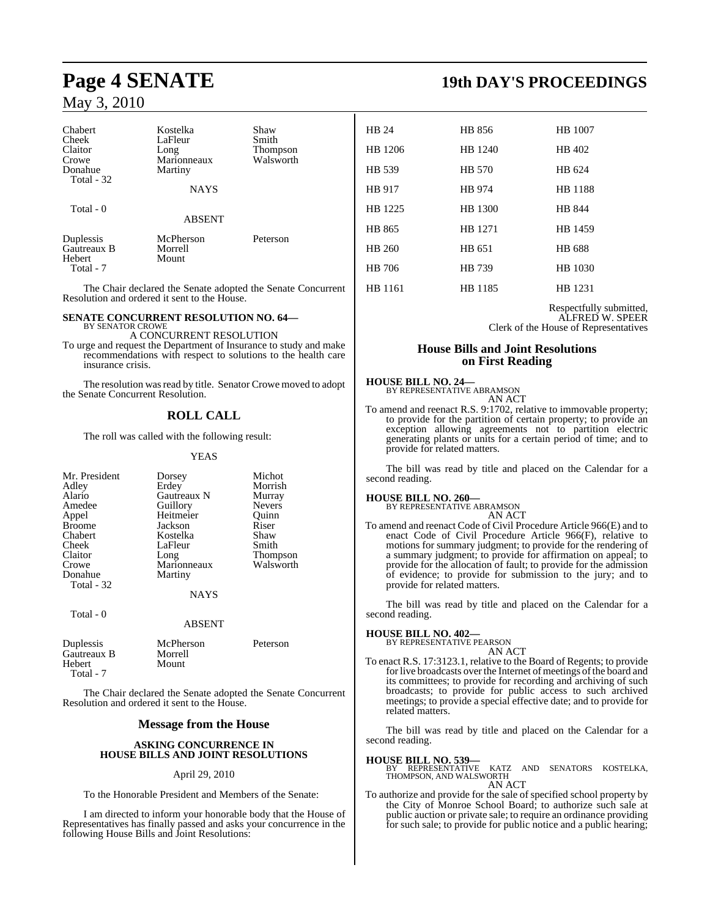| | | |
|---|---|---|
| Chabert | Kostelka | Shaw |
| Cheek | LaFleur | Smith |
| Claitor | Long | Thompson |
| Crowe | Marionneaux | Walsworth |
| Donahue | Martiny | |
| Total - 32 | | |

NAYS

Total - 0

ABSENT

| | | |
|---|---|---|
| Duplessis | McPherson | Peterson |
| Gautreaux B | Morrell | |
| Hebert | Mount | |
| Total - 7 | | |

The Chair declared the Senate adopted the Senate Concurrent Resolution and ordered it sent to the House.

**SENATE CONCURRENT RESOLUTION NO. 64—**
BY SENATOR CROWE
A CONCURRENT RESOLUTION

To urge and request the Department of Insurance to study and make recommendations with respect to solutions to the health care insurance crisis.

The resolution was read by title. Senator Crowe moved to adopt the Senate Concurrent Resolution.

## ROLL CALL

The roll was called with the following result:

YEAS

| | | |
|---|---|---|
| Mr. President | Dorsey | Michot |
| Adley | Erdey | Morrish |
| Alario | Gautreaux N | Murray |
| Amedee | Guillory | Nevers |
| Appel | Heitmeier | Quinn |
| Broome | Jackson | Riser |
| Chabert | Kostelka | Shaw |
| Cheek | LaFleur | Smith |
| Claitor | Long | Thompson |
| Crowe | Marionneaux | Walsworth |
| Donahue | Martiny | |
| Total - 32 | | |

NAYS

Total - 0

ABSENT

| | | |
|---|---|---|
| Duplessis | McPherson | Peterson |
| Gautreaux B | Morrell | |
| Hebert | Mount | |
| Total - 7 | | |

The Chair declared the Senate adopted the Senate Concurrent Resolution and ordered it sent to the House.

## Message from the House

**ASKING CONCURRENCE IN HOUSE BILLS AND JOINT RESOLUTIONS**

April 29, 2010

To the Honorable President and Members of the Senate:

I am directed to inform your honorable body that the House of Representatives has finally passed and asks your concurrence in the following House Bills and Joint Resolutions:

| | | |
|---|---|---|
| HB 24 | HB 856 | HB 1007 |
| HB 1206 | HB 1240 | HB 402 |
| HB 539 | HB 570 | HB 624 |
| HB 917 | HB 974 | HB 1188 |
| HB 1225 | HB 1300 | HB 844 |
| HB 865 | HB 1271 | HB 1459 |
| HB 260 | HB 651 | HB 688 |
| HB 706 | HB 739 | HB 1030 |
| HB 1161 | HB 1185 | HB 1231 |

Respectfully submitted,
ALFRED W. SPEER
Clerk of the House of Representatives

## House Bills and Joint Resolutions on First Reading

**HOUSE BILL NO. 24—**
BY REPRESENTATIVE ABRAMSON
AN ACT

To amend and reenact R.S. 9:1702, relative to immovable property; to provide for the partition of certain property; to provide an exception allowing agreements not to partition electric generating plants or units for a certain period of time; and to provide for related matters.

The bill was read by title and placed on the Calendar for a second reading.

**HOUSE BILL NO. 260—**
BY REPRESENTATIVE ABRAMSON
AN ACT

To amend and reenact Code of Civil Procedure Article 966(E) and to enact Code of Civil Procedure Article 966(F), relative to motions for summary judgment; to provide for the rendering of a summary judgment; to provide for affirmation on appeal; to provide for the allocation of fault; to provide for the admission of evidence; to provide for submission to the jury; and to provide for related matters.

The bill was read by title and placed on the Calendar for a second reading.

**HOUSE BILL NO. 402—**
BY REPRESENTATIVE PEARSON
AN ACT

To enact R.S. 17:3123.1, relative to the Board of Regents; to provide for live broadcasts over the Internet of meetings of the board and its committees; to provide for recording and archiving of such broadcasts; to provide for public access to such archived meetings; to provide a special effective date; and to provide for related matters.

The bill was read by title and placed on the Calendar for a second reading.

**HOUSE BILL NO. 539—**
BY REPRESENTATIVE KATZ AND SENATORS KOSTELKA, THOMPSON, AND WALSWORTH
AN ACT

To authorize and provide for the sale of specified school property by the City of Monroe School Board; to authorize such sale at public auction or private sale; to require an ordinance providing for such sale; to provide for public notice and a public hearing;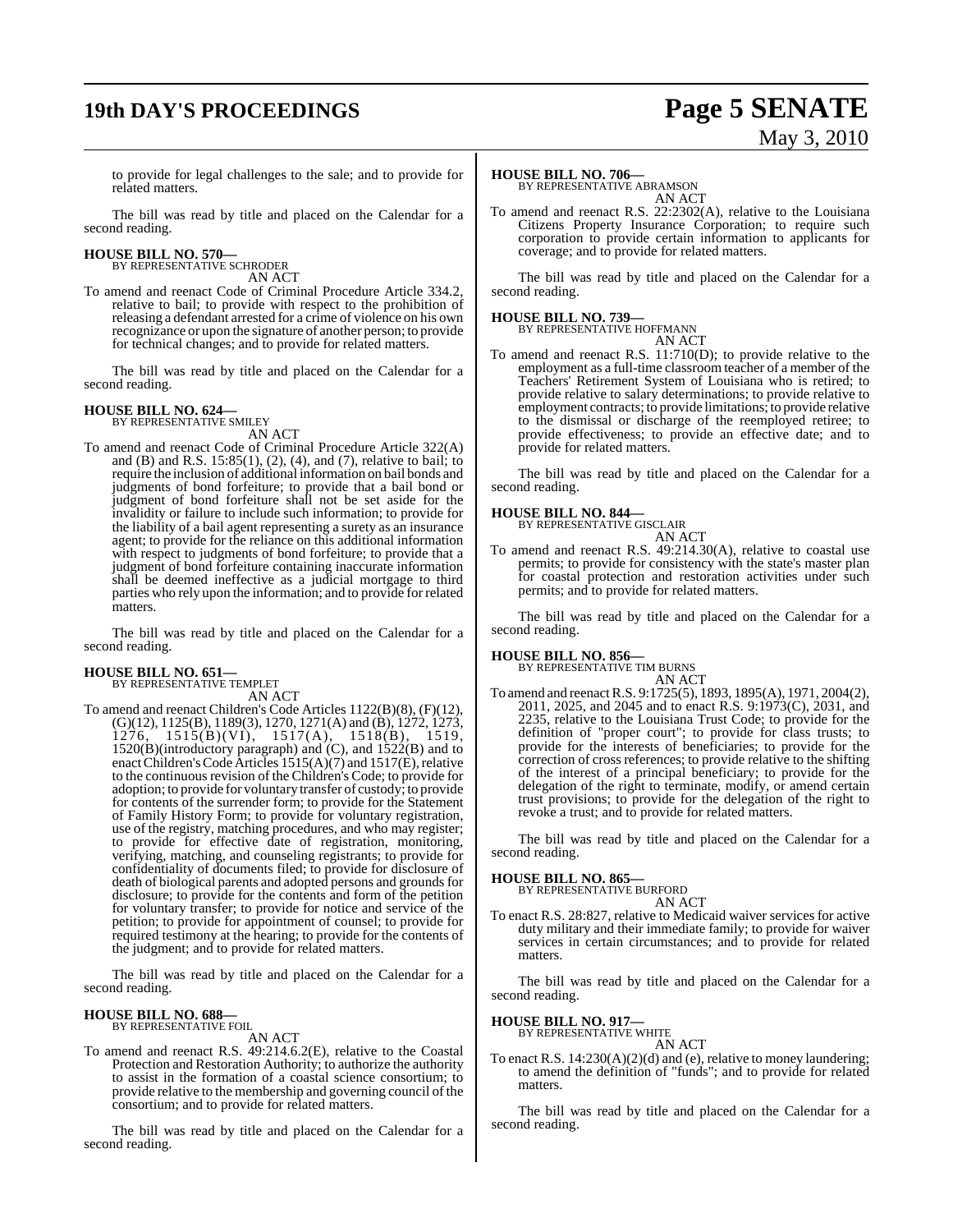to provide for legal challenges to the sale; and to provide for related matters.

The bill was read by title and placed on the Calendar for a second reading.

**HOUSE BILL NO. 570—**
BY REPRESENTATIVE SCHRODER
AN ACT

To amend and reenact Code of Criminal Procedure Article 334.2, relative to bail; to provide with respect to the prohibition of releasing a defendant arrested for a crime of violence on his own recognizance or upon the signature of another person; to provide for technical changes; and to provide for related matters.

The bill was read by title and placed on the Calendar for a second reading.

**HOUSE BILL NO. 624—**
BY REPRESENTATIVE SMILEY
AN ACT

To amend and reenact Code of Criminal Procedure Article 322(A) and (B) and R.S. 15:85(1), (2), (4), and (7), relative to bail; to require the inclusion of additional information on bail bonds and judgments of bond forfeiture; to provide that a bail bond or judgment of bond forfeiture shall not be set aside for the invalidity or failure to include such information; to provide for the liability of a bail agent representing a surety as an insurance agent; to provide for the reliance on this additional information with respect to judgments of bond forfeiture; to provide that a judgment of bond forfeiture containing inaccurate information shall be deemed ineffective as a judicial mortgage to third parties who rely upon the information; and to provide for related matters.

The bill was read by title and placed on the Calendar for a second reading.

**HOUSE BILL NO. 651—**
BY REPRESENTATIVE TEMPLET
AN ACT

To amend and reenact Children's Code Articles 1122(B)(8), (F)(12), (G)(12), 1125(B), 1189(3), 1270, 1271(A) and (B), 1272, 1273, 1276, 1515(B)(VI), 1517(A), 1518(B), 1519, 1520(B)(introductory paragraph) and (C), and 1522(B) and to enact Children's Code Articles 1515(A)(7) and 1517(E), relative to the continuous revision of the Children's Code; to provide for adoption; to provide for voluntary transfer of custody; to provide for contents of the surrender form; to provide for the Statement of Family History Form; to provide for voluntary registration, use of the registry, matching procedures, and who may register; to provide for effective date of registration, monitoring, verifying, matching, and counseling registrants; to provide for confidentiality of documents filed; to provide for disclosure of death of biological parents and adopted persons and grounds for disclosure; to provide for the contents and form of the petition for voluntary transfer; to provide for notice and service of the petition; to provide for appointment of counsel; to provide for required testimony at the hearing; to provide for the contents of the judgment; and to provide for related matters.

The bill was read by title and placed on the Calendar for a second reading.

**HOUSE BILL NO. 688—**
BY REPRESENTATIVE FOIL
AN ACT

To amend and reenact R.S. 49:214.6.2(E), relative to the Coastal Protection and Restoration Authority; to authorize the authority to assist in the formation of a coastal science consortium; to provide relative to the membership and governing council of the consortium; and to provide for related matters.

The bill was read by title and placed on the Calendar for a second reading.

**HOUSE BILL NO. 706—**
BY REPRESENTATIVE ABRAMSON
AN ACT

To amend and reenact R.S. 22:2302(A), relative to the Louisiana Citizens Property Insurance Corporation; to require such corporation to provide certain information to applicants for coverage; and to provide for related matters.

The bill was read by title and placed on the Calendar for a second reading.

**HOUSE BILL NO. 739—**
BY REPRESENTATIVE HOFFMANN
AN ACT

To amend and reenact R.S. 11:710(D); to provide relative to the employment as a full-time classroom teacher of a member of the Teachers' Retirement System of Louisiana who is retired; to provide relative to salary determinations; to provide relative to employment contracts; to provide limitations; to provide relative to the dismissal or discharge of the reemployed retiree; to provide effectiveness; to provide an effective date; and to provide for related matters.

The bill was read by title and placed on the Calendar for a second reading.

**HOUSE BILL NO. 844—**
BY REPRESENTATIVE GISCLAIR
AN ACT

To amend and reenact R.S. 49:214.30(A), relative to coastal use permits; to provide for consistency with the state's master plan for coastal protection and restoration activities under such permits; and to provide for related matters.

The bill was read by title and placed on the Calendar for a second reading.

**HOUSE BILL NO. 856—**
BY REPRESENTATIVE TIM BURNS
AN ACT

To amend and reenact R.S. 9:1725(5), 1893, 1895(A), 1971, 2004(2), 2011, 2025, and 2045 and to enact R.S. 9:1973(C), 2031, and 2235, relative to the Louisiana Trust Code; to provide for the definition of "proper court"; to provide for class trusts; to provide for the interests of beneficiaries; to provide for the correction of cross references; to provide relative to the shifting of the interest of a principal beneficiary; to provide for the delegation of the right to terminate, modify, or amend certain trust provisions; to provide for the delegation of the right to revoke a trust; and to provide for related matters.

The bill was read by title and placed on the Calendar for a second reading.

**HOUSE BILL NO. 865—**
BY REPRESENTATIVE BURFORD
AN ACT

To enact R.S. 28:827, relative to Medicaid waiver services for active duty military and their immediate family; to provide for waiver services in certain circumstances; and to provide for related matters.

The bill was read by title and placed on the Calendar for a second reading.

**HOUSE BILL NO. 917—**
BY REPRESENTATIVE WHITE
AN ACT

To enact R.S. 14:230(A)(2)(d) and (e), relative to money laundering; to amend the definition of "funds"; and to provide for related matters.

The bill was read by title and placed on the Calendar for a second reading.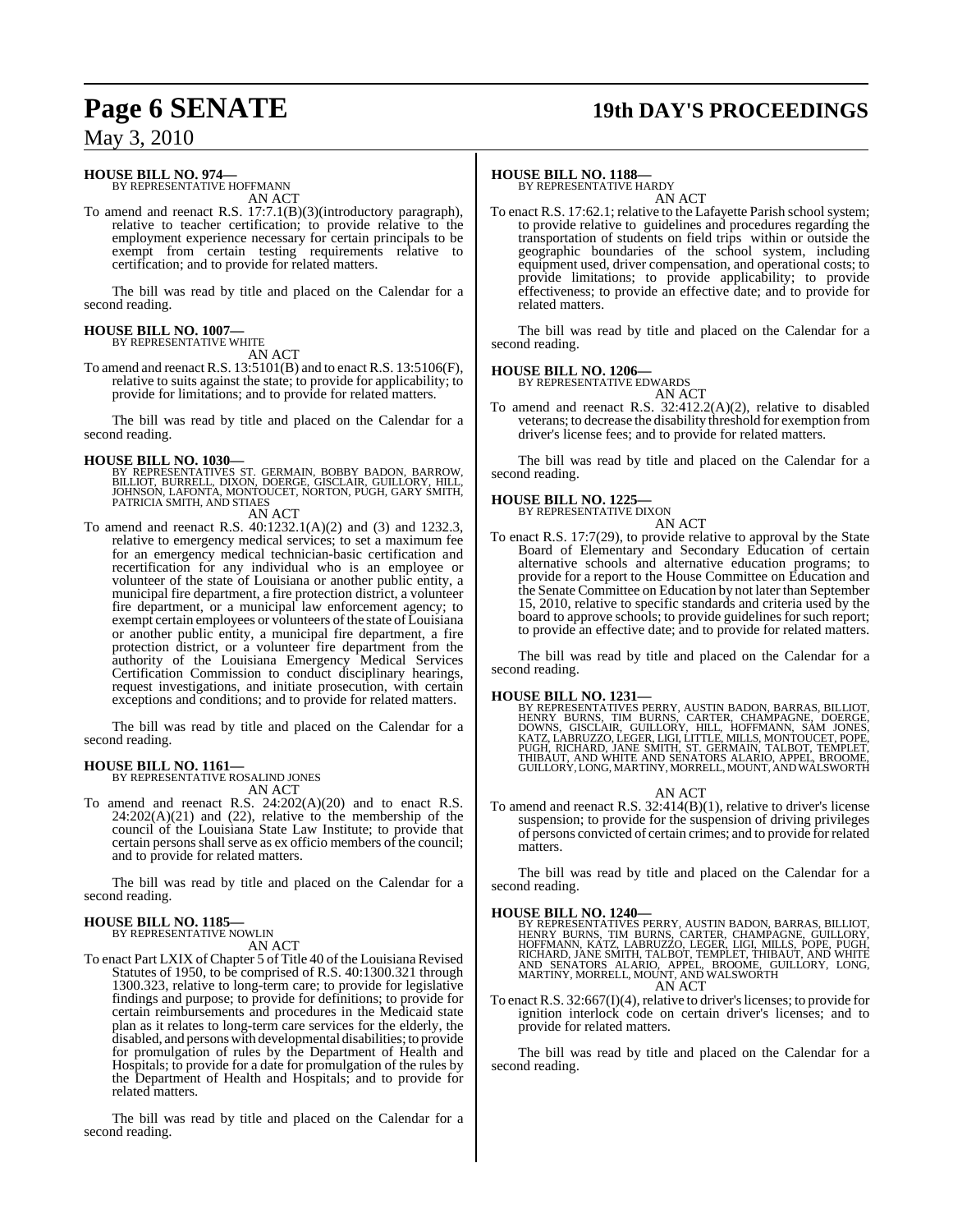**HOUSE BILL NO. 974—**
BY REPRESENTATIVE HOFFMANN
AN ACT

To amend and reenact R.S. 17:7.1(B)(3)(introductory paragraph), relative to teacher certification; to provide relative to the employment experience necessary for certain principals to be exempt from certain testing requirements relative to certification; and to provide for related matters.

The bill was read by title and placed on the Calendar for a second reading.

**HOUSE BILL NO. 1007—**
BY REPRESENTATIVE WHITE
AN ACT

To amend and reenact R.S. 13:5101(B) and to enact R.S. 13:5106(F), relative to suits against the state; to provide for applicability; to provide for limitations; and to provide for related matters.

The bill was read by title and placed on the Calendar for a second reading.

**HOUSE BILL NO. 1030—**
BY REPRESENTATIVES ST. GERMAIN, BOBBY BADON, BARROW, BILLIOT, BURRELL, DIXON, DOERGE, GISCLAIR, GUILLORY, HILL, JOHNSON, LAFONTA, MONTOUCET, NORTON, PUGH, GARY SMITH, PATRICIA SMITH, AND STIAES
AN ACT

To amend and reenact R.S. 40:1232.1(A)(2) and (3) and 1232.3, relative to emergency medical services; to set a maximum fee for an emergency medical technician-basic certification and recertification for any individual who is an employee or volunteer of the state of Louisiana or another public entity, a municipal fire department, a fire protection district, a volunteer fire department, or a municipal law enforcement agency; to exempt certain employees or volunteers of the state of Louisiana or another public entity, a municipal fire department, a fire protection district, or a volunteer fire department from the authority of the Louisiana Emergency Medical Services Certification Commission to conduct disciplinary hearings, request investigations, and initiate prosecution, with certain exceptions and conditions; and to provide for related matters.

The bill was read by title and placed on the Calendar for a second reading.

**HOUSE BILL NO. 1161—**
BY REPRESENTATIVE ROSALIND JONES
AN ACT

To amend and reenact R.S. 24:202(A)(20) and to enact R.S. 24:202(A)(21) and (22), relative to the membership of the council of the Louisiana State Law Institute; to provide that certain persons shall serve as ex officio members of the council; and to provide for related matters.

The bill was read by title and placed on the Calendar for a second reading.

**HOUSE BILL NO. 1185—**
BY REPRESENTATIVE NOWLIN
AN ACT

To enact Part LXIX of Chapter 5 of Title 40 of the Louisiana Revised Statutes of 1950, to be comprised of R.S. 40:1300.321 through 1300.323, relative to long-term care; to provide for legislative findings and purpose; to provide for definitions; to provide for certain reimbursements and procedures in the Medicaid state plan as it relates to long-term care services for the elderly, the disabled, and persons with developmental disabilities; to provide for promulgation of rules by the Department of Health and Hospitals; to provide for a date for promulgation of the rules by the Department of Health and Hospitals; and to provide for related matters.

The bill was read by title and placed on the Calendar for a second reading.

**HOUSE BILL NO. 1188—**
BY REPRESENTATIVE HARDY
AN ACT

To enact R.S. 17:62.1; relative to the Lafayette Parish school system; to provide relative to guidelines and procedures regarding the transportation of students on field trips within or outside the geographic boundaries of the school system, including equipment used, driver compensation, and operational costs; to provide limitations; to provide applicability; to provide effectiveness; to provide an effective date; and to provide for related matters.

The bill was read by title and placed on the Calendar for a second reading.

**HOUSE BILL NO. 1206—**
BY REPRESENTATIVE EDWARDS
AN ACT

To amend and reenact R.S. 32:412.2(A)(2), relative to disabled veterans; to decrease the disability threshold for exemption from driver's license fees; and to provide for related matters.

The bill was read by title and placed on the Calendar for a second reading.

**HOUSE BILL NO. 1225—**
BY REPRESENTATIVE DIXON
AN ACT

To enact R.S. 17:7(29), to provide relative to approval by the State Board of Elementary and Secondary Education of certain alternative schools and alternative education programs; to provide for a report to the House Committee on Education and the Senate Committee on Education by not later than September 15, 2010, relative to specific standards and criteria used by the board to approve schools; to provide guidelines for such report; to provide an effective date; and to provide for related matters.

The bill was read by title and placed on the Calendar for a second reading.

**HOUSE BILL NO. 1231—**
BY REPRESENTATIVES PERRY, AUSTIN BADON, BARRAS, BILLIOT, HENRY BURNS, TIM BURNS, CARTER, CHAMPAGNE, DOERGE, DOWNS, GISCLAIR, GUILLORY, HILL, HOFFMANN, SAM JONES, KATZ, LABRUZZO, LEGER, LIGI, LITTLE, MILLS, MONTOUCET, POPE, PUGH, RICHARD, JANE SMITH, ST. GERMAIN, TALBOT, TEMPLET, THIBAUT, AND WHITE AND SENATORS ALARIO, APPEL, BROOME, GUILLORY, LONG, MARTINY, MORRELL, MOUNT, AND WALSWORTH
AN ACT

To amend and reenact R.S. 32:414(B)(1), relative to driver's license suspension; to provide for the suspension of driving privileges of persons convicted of certain crimes; and to provide for related matters.

The bill was read by title and placed on the Calendar for a second reading.

**HOUSE BILL NO. 1240—**
BY REPRESENTATIVES PERRY, AUSTIN BADON, BARRAS, BILLIOT, HENRY BURNS, TIM BURNS, CARTER, CHAMPAGNE, GUILLORY, HOFFMANN, KATZ, LABRUZZO, LEGER, LIGI, MILLS, POPE, PUGH, RICHARD, JANE SMITH, TALBOT, TEMPLET, THIBAUT, AND WHITE AND SENATORS ALARIO, APPEL, BROOME, GUILLORY, LONG, MARTINY, MORRELL, MOUNT, AND WALSWORTH
AN ACT

To enact R.S. 32:667(I)(4), relative to driver's licenses; to provide for ignition interlock code on certain driver's licenses; and to provide for related matters.

The bill was read by title and placed on the Calendar for a second reading.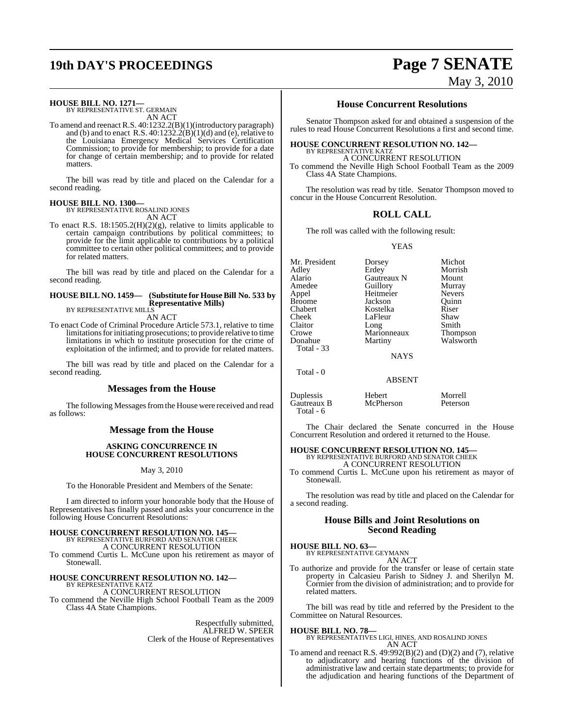**HOUSE BILL NO. 1271—**
BY REPRESENTATIVE ST. GERMAIN
AN ACT

To amend and reenact R.S. 40:1232.2(B)(1)(introductory paragraph) and (b) and to enact R.S. 40:1232.2(B)(1)(d) and (e), relative to the Louisiana Emergency Medical Services Certification Commission; to provide for membership; to provide for a date for change of certain membership; and to provide for related matters.

The bill was read by title and placed on the Calendar for a second reading.

**HOUSE BILL NO. 1300—**
BY REPRESENTATIVE ROSALIND JONES
AN ACT

To enact R.S. 18:1505.2(H)(2)(g), relative to limits applicable to certain campaign contributions by political committees; to provide for the limit applicable to contributions by a political committee to certain other political committees; and to provide for related matters.

The bill was read by title and placed on the Calendar for a second reading.

**HOUSE BILL NO. 1459— (Substitute for House Bill No. 533 by Representative Mills)**
BY REPRESENTATIVE MILLS
AN ACT

To enact Code of Criminal Procedure Article 573.1, relative to time limitations for initiating prosecutions; to provide relative to time limitations in which to institute prosecution for the crime of exploitation of the infirmed; and to provide for related matters.

The bill was read by title and placed on the Calendar for a second reading.

## Messages from the House

The following Messages from the House were received and read as follows:

## Message from the House

**ASKING CONCURRENCE IN HOUSE CONCURRENT RESOLUTIONS**

May 3, 2010

To the Honorable President and Members of the Senate:

I am directed to inform your honorable body that the House of Representatives has finally passed and asks your concurrence in the following House Concurrent Resolutions:

**HOUSE CONCURRENT RESOLUTION NO. 145—**
BY REPRESENTATIVE BURFORD AND SENATOR CHEEK
A CONCURRENT RESOLUTION

To commend Curtis L. McCune upon his retirement as mayor of Stonewall.

**HOUSE CONCURRENT RESOLUTION NO. 142—**
BY REPRESENTATIVE KATZ
A CONCURRENT RESOLUTION

To commend the Neville High School Football Team as the 2009 Class 4A State Champions.

Respectfully submitted,
ALFRED W. SPEER
Clerk of the House of Representatives

## House Concurrent Resolutions

Senator Thompson asked for and obtained a suspension of the rules to read House Concurrent Resolutions a first and second time.

**HOUSE CONCURRENT RESOLUTION NO. 142—**
BY REPRESENTATIVE KATZ
A CONCURRENT RESOLUTION

To commend the Neville High School Football Team as the 2009 Class 4A State Champions.

The resolution was read by title. Senator Thompson moved to concur in the House Concurrent Resolution.

## ROLL CALL

The roll was called with the following result:

YEAS

| | | |
|---|---|---|
| Mr. President | Dorsey | Michot |
| Adley | Erdey | Morrish |
| Alario | Gautreaux N | Mount |
| Amedee | Guillory | Murray |
| Appel | Heitmeier | Nevers |
| Broome | Jackson | Quinn |
| Chabert | Kostelka | Riser |
| Cheek | LaFleur | Shaw |
| Claitor | Long | Smith |
| Crowe | Marionneaux | Thompson |
| Donahue | Martiny | Walsworth |
| Total - 33 | | |

NAYS

Total - 0

ABSENT

| | | |
|---|---|---|
| Duplessis | Hebert | Morrell |
| Gautreaux B | McPherson | Peterson |
| Total - 6 | | |

The Chair declared the Senate concurred in the House Concurrent Resolution and ordered it returned to the House.

**HOUSE CONCURRENT RESOLUTION NO. 145—**
BY REPRESENTATIVE BURFORD AND SENATOR CHEEK
A CONCURRENT RESOLUTION

To commend Curtis L. McCune upon his retirement as mayor of Stonewall.

The resolution was read by title and placed on the Calendar for a second reading.

## House Bills and Joint Resolutions on Second Reading

**HOUSE BILL NO. 63—**
BY REPRESENTATIVE GEYMANN
AN ACT

To authorize and provide for the transfer or lease of certain state property in Calcasieu Parish to Sidney J. and Sherilyn M. Cormier from the division of administration; and to provide for related matters.

The bill was read by title and referred by the President to the Committee on Natural Resources.

**HOUSE BILL NO. 78—**
BY REPRESENTATIVES LIGI, HINES, AND ROSALIND JONES
AN ACT

To amend and reenact R.S. 49:992(B)(2) and (D)(2) and (7), relative to adjudicatory and hearing functions of the division of administrative law and certain state departments; to provide for the adjudication and hearing functions of the Department of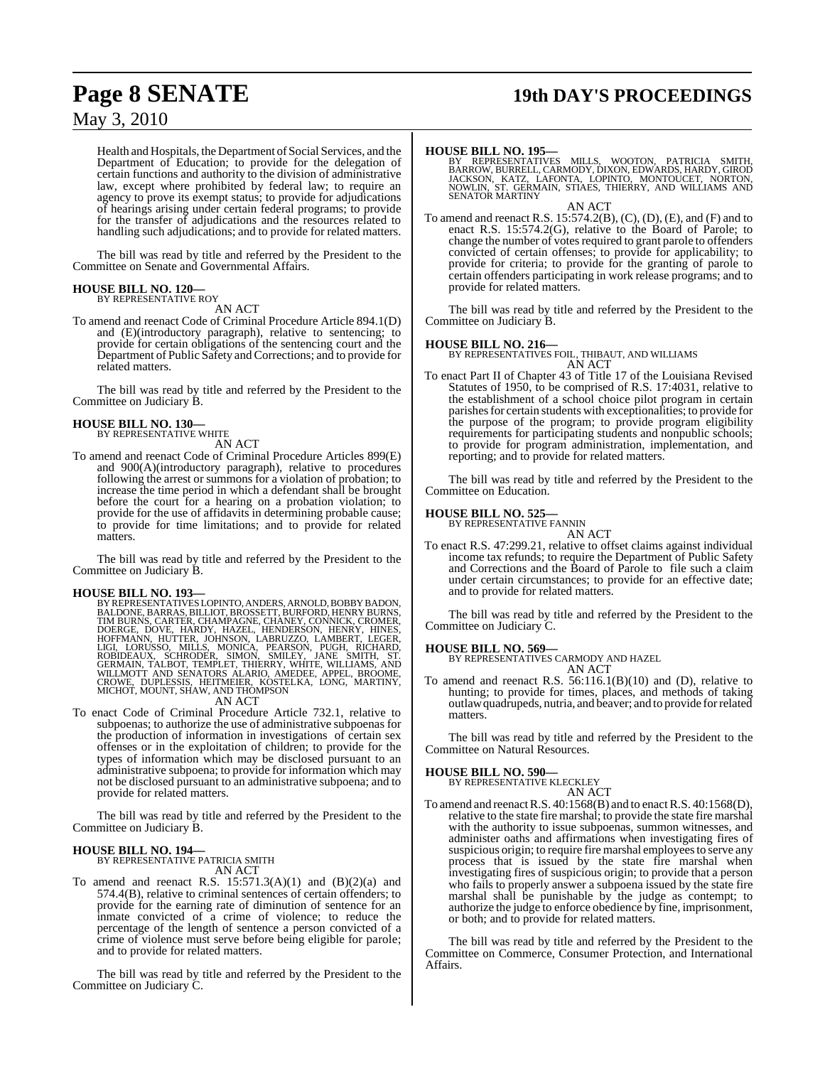Health and Hospitals, the Department of Social Services, and the Department of Education; to provide for the delegation of certain functions and authority to the division of administrative law, except where prohibited by federal law; to require an agency to prove its exempt status; to provide for adjudications of hearings arising under certain federal programs; to provide for the transfer of adjudications and the resources related to handling such adjudications; and to provide for related matters.

The bill was read by title and referred by the President to the Committee on Senate and Governmental Affairs.

**HOUSE BILL NO. 120—**
BY REPRESENTATIVE ROY
AN ACT
To amend and reenact Code of Criminal Procedure Article 894.1(D) and (E)(introductory paragraph), relative to sentencing; to provide for certain obligations of the sentencing court and the Department of Public Safety and Corrections; and to provide for related matters.

The bill was read by title and referred by the President to the Committee on Judiciary B.

**HOUSE BILL NO. 130—**
BY REPRESENTATIVE WHITE
AN ACT
To amend and reenact Code of Criminal Procedure Articles 899(E) and 900(A)(introductory paragraph), relative to procedures following the arrest or summons for a violation of probation; to increase the time period in which a defendant shall be brought before the court for a hearing on a probation violation; to provide for the use of affidavits in determining probable cause; to provide for time limitations; and to provide for related matters.

The bill was read by title and referred by the President to the Committee on Judiciary B.

**HOUSE BILL NO. 193—**
BY REPRESENTATIVES LOPINTO, ANDERS, ARNOLD, BOBBY BADON, BALDONE, BARRAS, BILLIOT, BROSSETT, BURFORD, HENRY BURNS, TIM BURNS, CARTER, CHAMPAGNE, CHANEY, CONNICK, CROMER, DOERGE, DOVE, HARDY, HAZEL, HENDERSON, HENRY, HINES, HOFFMANN, HUTTER, JOHNSON, LABRUZZO, LAMBERT, LEGER, LIGI, LORUSSO, MILLS, MONICA, PEARSON, PUGH, RICHARD, ROBIDEAUX, SCHRODER, SIMON, SMILEY, JANE SMITH, ST. GERMAIN, TALBOT, TEMPLET, THIERRY, WHITE, WILLIAMS, AND WILLMOTT AND SENATORS ALARIO, AMEDEE, APPEL, BROOME, CROWE, DUPLESSIS, HEITMEIER, KOSTELKA, LONG, MARTINY, MICHOT, MOUNT, SHAW, AND THOMPSON
AN ACT
To enact Code of Criminal Procedure Article 732.1, relative to subpoenas; to authorize the use of administrative subpoenas for the production of information in investigations of certain sex offenses or in the exploitation of children; to provide for the types of information which may be disclosed pursuant to an administrative subpoena; to provide for information which may not be disclosed pursuant to an administrative subpoena; and to provide for related matters.

The bill was read by title and referred by the President to the Committee on Judiciary B.

**HOUSE BILL NO. 194—**
BY REPRESENTATIVE PATRICIA SMITH
AN ACT
To amend and reenact R.S. 15:571.3(A)(1) and (B)(2)(a) and 574.4(B), relative to criminal sentences of certain offenders; to provide for the earning rate of diminution of sentence for an inmate convicted of a crime of violence; to reduce the percentage of the length of sentence a person convicted of a crime of violence must serve before being eligible for parole; and to provide for related matters.

The bill was read by title and referred by the President to the Committee on Judiciary C.

**HOUSE BILL NO. 195—**
BY REPRESENTATIVES MILLS, WOOTON, PATRICIA SMITH, BARROW, BURRELL, CARMODY, DIXON, EDWARDS, HARDY, GIROD JACKSON, KATZ, LAFONTA, LOPINTO, MONTOUCET, NORTON, NOWLIN, ST. GERMAIN, STIAES, THIERRY, AND WILLIAMS AND SENATOR MARTINY
AN ACT
To amend and reenact R.S. 15:574.2(B), (C), (D), (E), and (F) and to enact R.S. 15:574.2(G), relative to the Board of Parole; to change the number of votes required to grant parole to offenders convicted of certain offenses; to provide for applicability; to provide for criteria; to provide for the granting of parole to certain offenders participating in work release programs; and to provide for related matters.

The bill was read by title and referred by the President to the Committee on Judiciary B.

**HOUSE BILL NO. 216—**
BY REPRESENTATIVES FOIL, THIBAUT, AND WILLIAMS
AN ACT
To enact Part II of Chapter 43 of Title 17 of the Louisiana Revised Statutes of 1950, to be comprised of R.S. 17:4031, relative to the establishment of a school choice pilot program in certain parishes for certain students with exceptionalities; to provide for the purpose of the program; to provide program eligibility requirements for participating students and nonpublic schools; to provide for program administration, implementation, and reporting; and to provide for related matters.

The bill was read by title and referred by the President to the Committee on Education.

**HOUSE BILL NO. 525—**
BY REPRESENTATIVE FANNIN
AN ACT
To enact R.S. 47:299.21, relative to offset claims against individual income tax refunds; to require the Department of Public Safety and Corrections and the Board of Parole to file such a claim under certain circumstances; to provide for an effective date; and to provide for related matters.

The bill was read by title and referred by the President to the Committee on Judiciary C.

**HOUSE BILL NO. 569—**
BY REPRESENTATIVES CARMODY AND HAZEL
AN ACT
To amend and reenact R.S. 56:116.1(B)(10) and (D), relative to hunting; to provide for times, places, and methods of taking outlaw quadrupeds, nutria, and beaver; and to provide for related matters.

The bill was read by title and referred by the President to the Committee on Natural Resources.

**HOUSE BILL NO. 590—**
BY REPRESENTATIVE KLECKLEY
AN ACT
To amend and reenact R.S. 40:1568(B) and to enact R.S. 40:1568(D), relative to the state fire marshal; to provide the state fire marshal with the authority to issue subpoenas, summon witnesses, and administer oaths and affirmations when investigating fires of suspicious origin; to require fire marshal employees to serve any process that is issued by the state fire marshal when investigating fires of suspicious origin; to provide that a person who fails to properly answer a subpoena issued by the state fire marshal shall be punishable by the judge as contempt; to authorize the judge to enforce obedience by fine, imprisonment, or both; and to provide for related matters.

The bill was read by title and referred by the President to the Committee on Commerce, Consumer Protection, and International Affairs.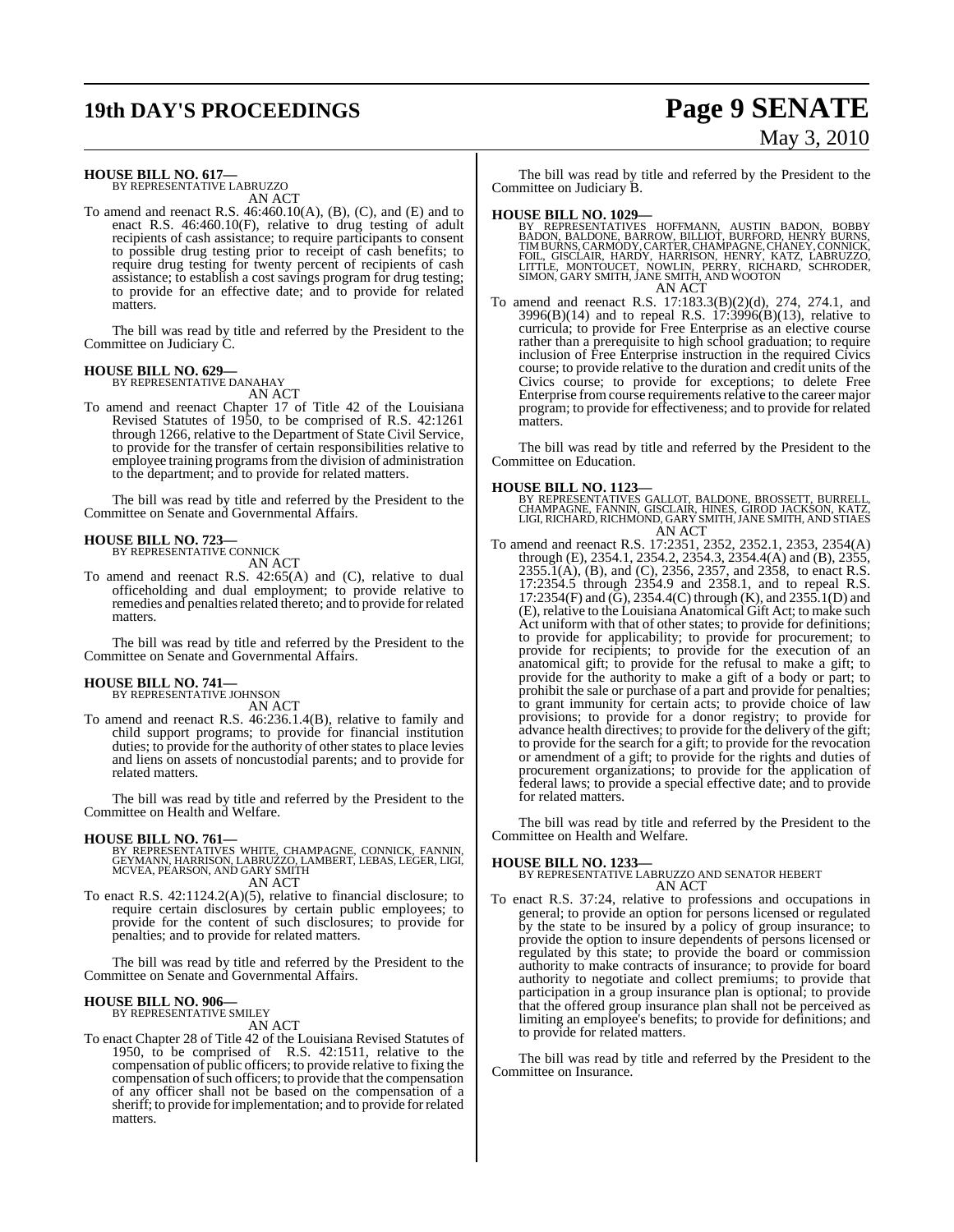**HOUSE BILL NO. 617—**
BY REPRESENTATIVE LABRUZZO

AN ACT

To amend and reenact R.S. 46:460.10(A), (B), (C), and (E) and to enact R.S. 46:460.10(F), relative to drug testing of adult recipients of cash assistance; to require participants to consent to possible drug testing prior to receipt of cash benefits; to require drug testing for twenty percent of recipients of cash assistance; to establish a cost savings program for drug testing; to provide for an effective date; and to provide for related matters.

The bill was read by title and referred by the President to the Committee on Judiciary C.

**HOUSE BILL NO. 629—**
BY REPRESENTATIVE DANAHAY

AN ACT

To amend and reenact Chapter 17 of Title 42 of the Louisiana Revised Statutes of 1950, to be comprised of R.S. 42:1261 through 1266, relative to the Department of State Civil Service, to provide for the transfer of certain responsibilities relative to employee training programs from the division of administration to the department; and to provide for related matters.

The bill was read by title and referred by the President to the Committee on Senate and Governmental Affairs.

**HOUSE BILL NO. 723—**
BY REPRESENTATIVE CONNICK

AN ACT

To amend and reenact R.S. 42:65(A) and (C), relative to dual officeholding and dual employment; to provide relative to remedies and penalties related thereto; and to provide for related matters.

The bill was read by title and referred by the President to the Committee on Senate and Governmental Affairs.

**HOUSE BILL NO. 741—**
BY REPRESENTATIVE JOHNSON

AN ACT

To amend and reenact R.S. 46:236.1.4(B), relative to family and child support programs; to provide for financial institution duties; to provide for the authority of other states to place levies and liens on assets of noncustodial parents; and to provide for related matters.

The bill was read by title and referred by the President to the Committee on Health and Welfare.

**HOUSE BILL NO. 761—**
BY REPRESENTATIVES WHITE, CHAMPAGNE, CONNICK, FANNIN, GEYMANN, HARRISON, LABRUZZO, LAMBERT, LEBAS, LEGER, LIGI, MCVEA, PEARSON, AND GARY SMITH

AN ACT

To enact R.S. 42:1124.2(A)(5), relative to financial disclosure; to require certain disclosures by certain public employees; to provide for the content of such disclosures; to provide for penalties; and to provide for related matters.

The bill was read by title and referred by the President to the Committee on Senate and Governmental Affairs.

**HOUSE BILL NO. 906—**
BY REPRESENTATIVE SMILEY

AN ACT

To enact Chapter 28 of Title 42 of the Louisiana Revised Statutes of 1950, to be comprised of R.S. 42:1511, relative to the compensation of public officers; to provide relative to fixing the compensation of such officers; to provide that the compensation of any officer shall not be based on the compensation of a sheriff; to provide for implementation; and to provide for related matters.

The bill was read by title and referred by the President to the Committee on Judiciary B.

**HOUSE BILL NO. 1029—**
BY REPRESENTATIVES HOFFMANN, AUSTIN BADON, BOBBY BADON, BALDONE, BARROW, BILLIOT, BURFORD, HENRY BURNS, TIM BURNS, CARMODY, CARTER, CHAMPAGNE, CHANEY, CONNICK, FOIL, GISCLAIR, HARDY, HARRISON, HENRY, KATZ, LABRUZZO, LITTLE, MONTOUCET, NOWLIN, PERRY, RICHARD, SCHRODER, SIMON, GARY SMITH, JANE SMITH, AND WOOTON

AN ACT

To amend and reenact R.S. 17:183.3(B)(2)(d), 274, 274.1, and 3996(B)(14) and to repeal R.S. 17:3996(B)(13), relative to curricula; to provide for Free Enterprise as an elective course rather than a prerequisite to high school graduation; to require inclusion of Free Enterprise instruction in the required Civics course; to provide relative to the duration and credit units of the Civics course; to provide for exceptions; to delete Free Enterprise from course requirements relative to the career major program; to provide for effectiveness; and to provide for related matters.

The bill was read by title and referred by the President to the Committee on Education.

**HOUSE BILL NO. 1123—**
BY REPRESENTATIVES GALLOT, BALDONE, BROSSETT, BURRELL, CHAMPAGNE, FANNIN, GISCLAIR, HINES, GIROD JACKSON, KATZ, LIGI, RICHARD, RICHMOND, GARY SMITH, JANE SMITH, AND STIAES

AN ACT

To amend and reenact R.S. 17:2351, 2352, 2352.1, 2353, 2354(A) through (E), 2354.1, 2354.2, 2354.3, 2354.4(A) and (B), 2355, 2355.1(A), (B), and (C), 2356, 2357, and 2358, to enact R.S. 17:2354.5 through 2354.9 and 2358.1, and to repeal R.S. 17:2354(F) and (G), 2354.4(C) through (K), and 2355.1(D) and (E), relative to the Louisiana Anatomical Gift Act; to make such Act uniform with that of other states; to provide for definitions; to provide for applicability; to provide for procurement; to provide for recipients; to provide for the execution of an anatomical gift; to provide for the refusal to make a gift; to provide for the authority to make a gift of a body or part; to prohibit the sale or purchase of a part and provide for penalties; to grant immunity for certain acts; to provide choice of law provisions; to provide for a donor registry; to provide for advance health directives; to provide for the delivery of the gift; to provide for the search for a gift; to provide for the revocation or amendment of a gift; to provide for the rights and duties of procurement organizations; to provide for the application of federal laws; to provide a special effective date; and to provide for related matters.

The bill was read by title and referred by the President to the Committee on Health and Welfare.

**HOUSE BILL NO. 1233—**
BY REPRESENTATIVE LABRUZZO AND SENATOR HEBERT

AN ACT

To enact R.S. 37:24, relative to professions and occupations in general; to provide an option for persons licensed or regulated by the state to be insured by a policy of group insurance; to provide the option to insure dependents of persons licensed or regulated by this state; to provide the board or commission authority to make contracts of insurance; to provide for board authority to negotiate and collect premiums; to provide that participation in a group insurance plan is optional; to provide that the offered group insurance plan shall not be perceived as limiting an employee's benefits; to provide for definitions; and to provide for related matters.

The bill was read by title and referred by the President to the Committee on Insurance.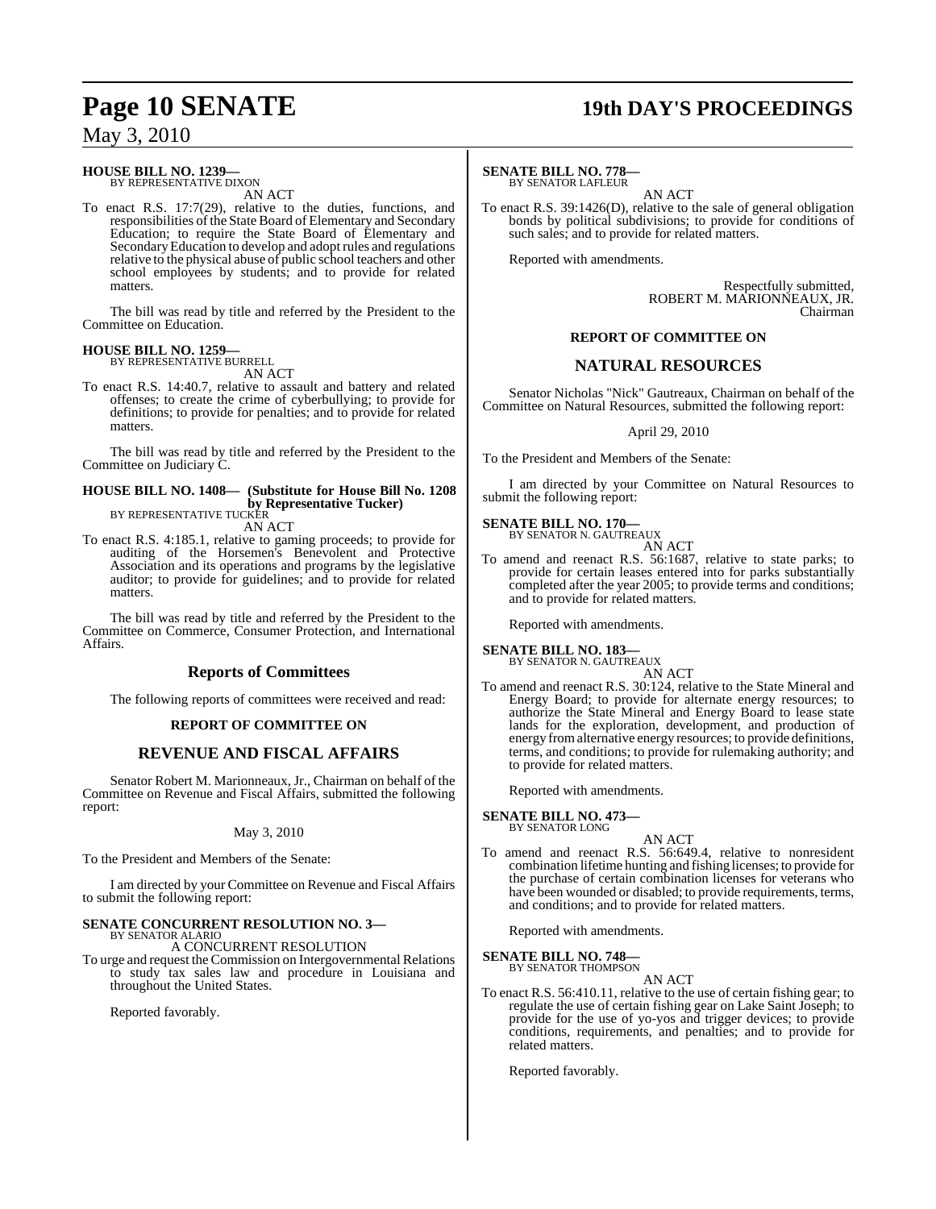**HOUSE BILL NO. 1239—**
BY REPRESENTATIVE DIXON
AN ACT

To enact R.S. 17:7(29), relative to the duties, functions, and responsibilities of the State Board of Elementary and Secondary Education; to require the State Board of Elementary and Secondary Education to develop and adopt rules and regulations relative to the physical abuse of public school teachers and other school employees by students; and to provide for related matters.

The bill was read by title and referred by the President to the Committee on Education.

**HOUSE BILL NO. 1259—**
BY REPRESENTATIVE BURRELL
AN ACT

To enact R.S. 14:40.7, relative to assault and battery and related offenses; to create the crime of cyberbullying; to provide for definitions; to provide for penalties; and to provide for related matters.

The bill was read by title and referred by the President to the Committee on Judiciary C.

**HOUSE BILL NO. 1408— (Substitute for House Bill No. 1208 by Representative Tucker)**
BY REPRESENTATIVE TUCKER
AN ACT

To enact R.S. 4:185.1, relative to gaming proceeds; to provide for auditing of the Horsemen's Benevolent and Protective Association and its operations and programs by the legislative auditor; to provide for guidelines; and to provide for related matters.

The bill was read by title and referred by the President to the Committee on Commerce, Consumer Protection, and International Affairs.

## Reports of Committees

The following reports of committees were received and read:

### REPORT OF COMMITTEE ON

## REVENUE AND FISCAL AFFAIRS

Senator Robert M. Marionneaux, Jr., Chairman on behalf of the Committee on Revenue and Fiscal Affairs, submitted the following report:

May 3, 2010

To the President and Members of the Senate:

I am directed by your Committee on Revenue and Fiscal Affairs to submit the following report:

**SENATE CONCURRENT RESOLUTION NO. 3—**
BY SENATOR ALARIO
A CONCURRENT RESOLUTION

To urge and request the Commission on Intergovernmental Relations to study tax sales law and procedure in Louisiana and throughout the United States.

Reported favorably.

**SENATE BILL NO. 778—**
BY SENATOR LAFLEUR
AN ACT

To enact R.S. 39:1426(D), relative to the sale of general obligation bonds by political subdivisions; to provide for conditions of such sales; and to provide for related matters.

Reported with amendments.

Respectfully submitted,
ROBERT M. MARIONNEAUX, JR.
Chairman

### REPORT OF COMMITTEE ON

## NATURAL RESOURCES

Senator Nicholas "Nick" Gautreaux, Chairman on behalf of the Committee on Natural Resources, submitted the following report:

April 29, 2010

To the President and Members of the Senate:

I am directed by your Committee on Natural Resources to submit the following report:

**SENATE BILL NO. 170—**
BY SENATOR N. GAUTREAUX
AN ACT

To amend and reenact R.S. 56:1687, relative to state parks; to provide for certain leases entered into for parks substantially completed after the year 2005; to provide terms and conditions; and to provide for related matters.

Reported with amendments.

**SENATE BILL NO. 183—**
BY SENATOR N. GAUTREAUX
AN ACT

To amend and reenact R.S. 30:124, relative to the State Mineral and Energy Board; to provide for alternate energy resources; to authorize the State Mineral and Energy Board to lease state lands for the exploration, development, and production of energy from alternative energy resources; to provide definitions, terms, and conditions; to provide for rulemaking authority; and to provide for related matters.

Reported with amendments.

**SENATE BILL NO. 473—**
BY SENATOR LONG
AN ACT

To amend and reenact R.S. 56:649.4, relative to nonresident combination lifetime hunting and fishing licenses; to provide for the purchase of certain combination licenses for veterans who have been wounded or disabled; to provide requirements, terms, and conditions; and to provide for related matters.

Reported with amendments.

**SENATE BILL NO. 748—**
BY SENATOR THOMPSON
AN ACT

To enact R.S. 56:410.11, relative to the use of certain fishing gear; to regulate the use of certain fishing gear on Lake Saint Joseph; to provide for the use of yo-yos and trigger devices; to provide conditions, requirements, and penalties; and to provide for related matters.

Reported favorably.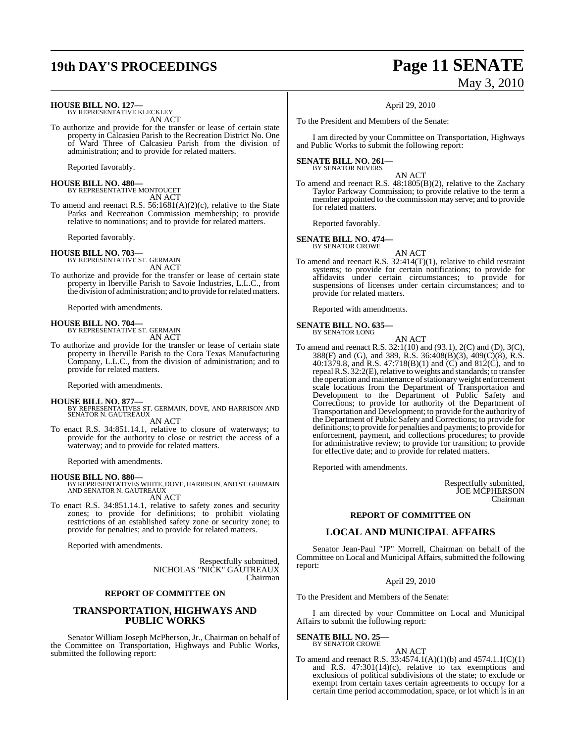**HOUSE BILL NO. 127—**
BY REPRESENTATIVE KLECKLEY
AN ACT

To authorize and provide for the transfer or lease of certain state property in Calcasieu Parish to the Recreation District No. One of Ward Three of Calcasieu Parish from the division of administration; and to provide for related matters.

Reported favorably.

**HOUSE BILL NO. 480—**
BY REPRESENTATIVE MONTOUCET
AN ACT

To amend and reenact R.S. 56:1681(A)(2)(c), relative to the State Parks and Recreation Commission membership; to provide relative to nominations; and to provide for related matters.

Reported favorably.

**HOUSE BILL NO. 703—**
BY REPRESENTATIVE ST. GERMAIN
AN ACT

To authorize and provide for the transfer or lease of certain state property in Iberville Parish to Savoie Industries, L.L.C., from the division of administration; and to provide for related matters.

Reported with amendments.

**HOUSE BILL NO. 704—**
BY REPRESENTATIVE ST. GERMAIN
AN ACT

To authorize and provide for the transfer or lease of certain state property in Iberville Parish to the Cora Texas Manufacturing Company, L.L.C., from the division of administration; and to provide for related matters.

Reported with amendments.

**HOUSE BILL NO. 877—**
BY REPRESENTATIVES ST. GERMAIN, DOVE, AND HARRISON AND SENATOR N. GAUTREAUX
AN ACT

To enact R.S. 34:851.14.1, relative to closure of waterways; to provide for the authority to close or restrict the access of a waterway; and to provide for related matters.

Reported with amendments.

**HOUSE BILL NO. 880—**
BY REPRESENTATIVES WHITE, DOVE, HARRISON, AND ST. GERMAIN AND SENATOR N. GAUTREAUX
AN ACT

To enact R.S. 34:851.14.1, relative to safety zones and security zones; to provide for definitions; to prohibit violating restrictions of an established safety zone or security zone; to provide for penalties; and to provide for related matters.

Reported with amendments.

Respectfully submitted,
NICHOLAS "NICK" GAUTREAUX
Chairman

**REPORT OF COMMITTEE ON**

## TRANSPORTATION, HIGHWAYS AND PUBLIC WORKS

Senator William Joseph McPherson, Jr., Chairman on behalf of the Committee on Transportation, Highways and Public Works, submitted the following report:

April 29, 2010

To the President and Members of the Senate:

I am directed by your Committee on Transportation, Highways and Public Works to submit the following report:

**SENATE BILL NO. 261—**
BY SENATOR NEVERS
AN ACT

To amend and reenact R.S. 48:1805(B)(2), relative to the Zachary Taylor Parkway Commission; to provide relative to the term a member appointed to the commission may serve; and to provide for related matters.

Reported favorably.

**SENATE BILL NO. 474—**
BY SENATOR CROWE
AN ACT

To amend and reenact R.S. 32:414(T)(1), relative to child restraint systems; to provide for certain notifications; to provide for affidavits under certain circumstances; to provide for suspensions of licenses under certain circumstances; and to provide for related matters.

Reported with amendments.

**SENATE BILL NO. 635—**
BY SENATOR LONG
AN ACT

To amend and reenact R.S. 32:1(10) and (93.1), 2(C) and (D), 3(C), 388(F) and (G), and 389, R.S. 36:408(B)(3), 409(C)(8), R.S. 40:1379.8, and R.S. 47:718(B)(1) and (C) and 812(C), and to repeal R.S. 32:2(E), relative to weights and standards; to transfer the operation and maintenance of stationary weight enforcement scale locations from the Department of Transportation and Development to the Department of Public Safety and Corrections; to provide for authority of the Department of Transportation and Development; to provide for the authority of the Department of Public Safety and Corrections; to provide for definitions; to provide for penalties and payments; to provide for enforcement, payment, and collections procedures; to provide for administrative review; to provide for transition; to provide for effective date; and to provide for related matters.

Reported with amendments.

Respectfully submitted,
JOE MCPHERSON
Chairman

**REPORT OF COMMITTEE ON**

## LOCAL AND MUNICIPAL AFFAIRS

Senator Jean-Paul "JP" Morrell, Chairman on behalf of the Committee on Local and Municipal Affairs, submitted the following report:

April 29, 2010

To the President and Members of the Senate:

I am directed by your Committee on Local and Municipal Affairs to submit the following report:

**SENATE BILL NO. 25—**
BY SENATOR CROWE
AN ACT

To amend and reenact R.S. 33:4574.1(A)(1)(b) and 4574.1.1(C)(1) and R.S. 47:301(14)(c), relative to tax exemptions and exclusions of political subdivisions of the state; to exclude or exempt from certain taxes certain agreements to occupy for a certain time period accommodation, space, or lot which is in an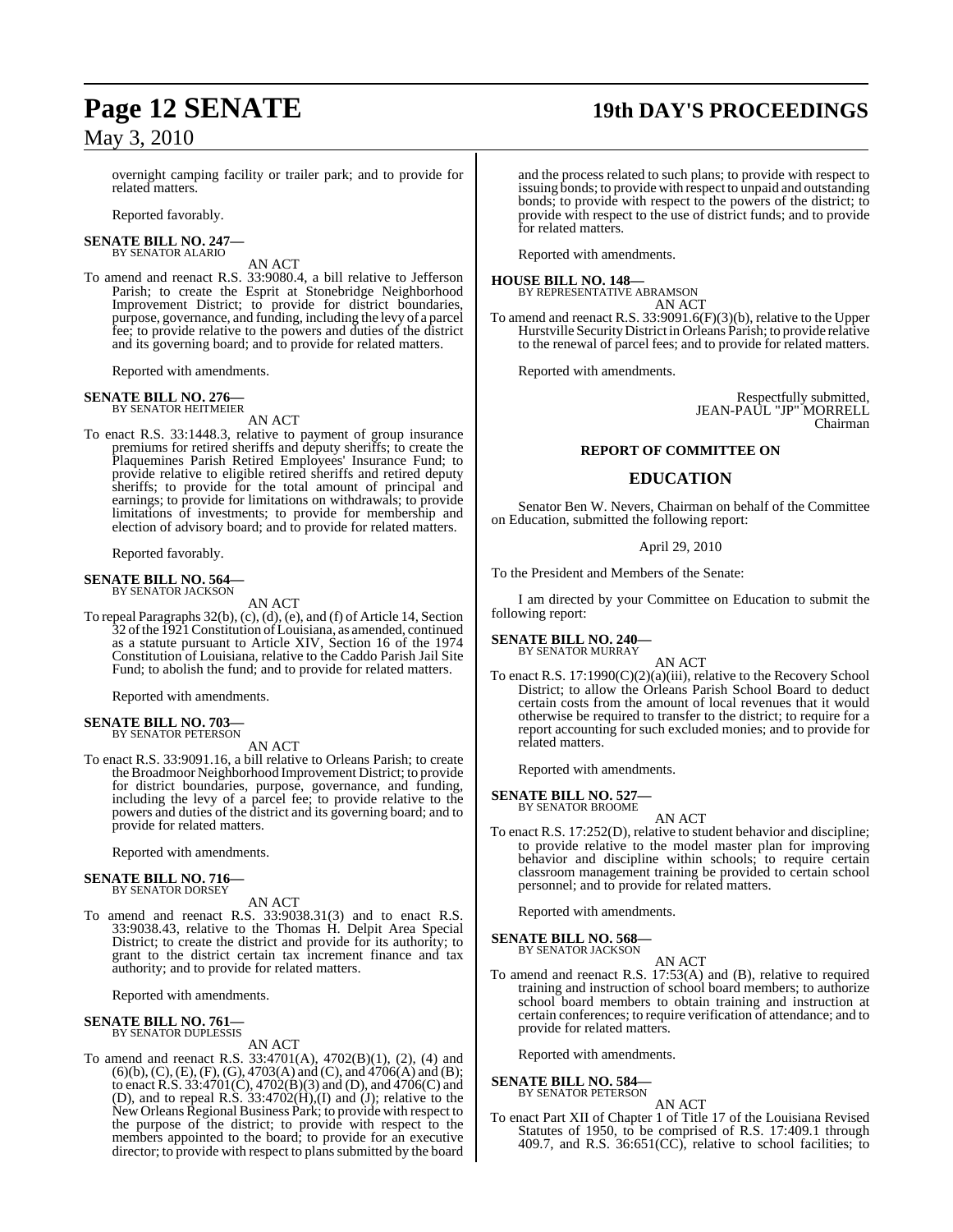overnight camping facility or trailer park; and to provide for related matters.

Reported favorably.

**SENATE BILL NO. 247—**
BY SENATOR ALARIO

AN ACT

To amend and reenact R.S. 33:9080.4, a bill relative to Jefferson Parish; to create the Esprit at Stonebridge Neighborhood Improvement District; to provide for district boundaries, purpose, governance, and funding, including the levy of a parcel fee; to provide relative to the powers and duties of the district and its governing board; and to provide for related matters.

Reported with amendments.

**SENATE BILL NO. 276—**
BY SENATOR HEITMEIER

AN ACT

To enact R.S. 33:1448.3, relative to payment of group insurance premiums for retired sheriffs and deputy sheriffs; to create the Plaquemines Parish Retired Employees' Insurance Fund; to provide relative to eligible retired sheriffs and retired deputy sheriffs; to provide for the total amount of principal and earnings; to provide for limitations on withdrawals; to provide limitations of investments; to provide for membership and election of advisory board; and to provide for related matters.

Reported favorably.

**SENATE BILL NO. 564—**
BY SENATOR JACKSON

AN ACT

To repeal Paragraphs 32(b), (c), (d), (e), and (f) of Article 14, Section 32 of the 1921 Constitution of Louisiana, as amended, continued as a statute pursuant to Article XIV, Section 16 of the 1974 Constitution of Louisiana, relative to the Caddo Parish Jail Site Fund; to abolish the fund; and to provide for related matters.

Reported with amendments.

**SENATE BILL NO. 703—**
BY SENATOR PETERSON

AN ACT

To enact R.S. 33:9091.16, a bill relative to Orleans Parish; to create the Broadmoor Neighborhood Improvement District; to provide for district boundaries, purpose, governance, and funding, including the levy of a parcel fee; to provide relative to the powers and duties of the district and its governing board; and to provide for related matters.

Reported with amendments.

**SENATE BILL NO. 716—**
BY SENATOR DORSEY

AN ACT

To amend and reenact R.S. 33:9038.31(3) and to enact R.S. 33:9038.43, relative to the Thomas H. Delpit Area Special District; to create the district and provide for its authority; to grant to the district certain tax increment finance and tax authority; and to provide for related matters.

Reported with amendments.

**SENATE BILL NO. 761—**
BY SENATOR DUPLESSIS

AN ACT

To amend and reenact R.S. 33:4701(A), 4702(B)(1), (2), (4) and (6)(b), (C), (E), (F), (G), 4703(A) and (C), and 4706(A) and (B); to enact R.S. 33:4701(C), 4702(B)(3) and (D), and 4706(C) and (D), and to repeal R.S. 33:4702(H),(I) and (J); relative to the New Orleans Regional Business Park; to provide with respect to the purpose of the district; to provide with respect to the members appointed to the board; to provide for an executive director; to provide with respect to plans submitted by the board and the process related to such plans; to provide with respect to issuing bonds; to provide with respect to unpaid and outstanding bonds; to provide with respect to the powers of the district; to provide with respect to the use of district funds; and to provide for related matters.

Reported with amendments.

**HOUSE BILL NO. 148—**
BY REPRESENTATIVE ABRAMSON

AN ACT

To amend and reenact R.S. 33:9091.6(F)(3)(b), relative to the Upper Hurstville Security District in Orleans Parish; to provide relative to the renewal of parcel fees; and to provide for related matters.

Reported with amendments.

Respectfully submitted,
JEAN-PAUL "JP" MORRELL
Chairman

## REPORT OF COMMITTEE ON

## EDUCATION

Senator Ben W. Nevers, Chairman on behalf of the Committee on Education, submitted the following report:

April 29, 2010

To the President and Members of the Senate:

I am directed by your Committee on Education to submit the following report:

**SENATE BILL NO. 240—**
BY SENATOR MURRAY

AN ACT

To enact R.S. 17:1990(C)(2)(a)(iii), relative to the Recovery School District; to allow the Orleans Parish School Board to deduct certain costs from the amount of local revenues that it would otherwise be required to transfer to the district; to require for a report accounting for such excluded monies; and to provide for related matters.

Reported with amendments.

**SENATE BILL NO. 527—**
BY SENATOR BROOME

AN ACT

To enact R.S. 17:252(D), relative to student behavior and discipline; to provide relative to the model master plan for improving behavior and discipline within schools; to require certain classroom management training be provided to certain school personnel; and to provide for related matters.

Reported with amendments.

**SENATE BILL NO. 568—**
BY SENATOR JACKSON

AN ACT

To amend and reenact R.S. 17:53(A) and (B), relative to required training and instruction of school board members; to authorize school board members to obtain training and instruction at certain conferences; to require verification of attendance; and to provide for related matters.

Reported with amendments.

**SENATE BILL NO. 584—**
BY SENATOR PETERSON

AN ACT

To enact Part XII of Chapter 1 of Title 17 of the Louisiana Revised Statutes of 1950, to be comprised of R.S. 17:409.1 through 409.7, and R.S. 36:651(CC), relative to school facilities; to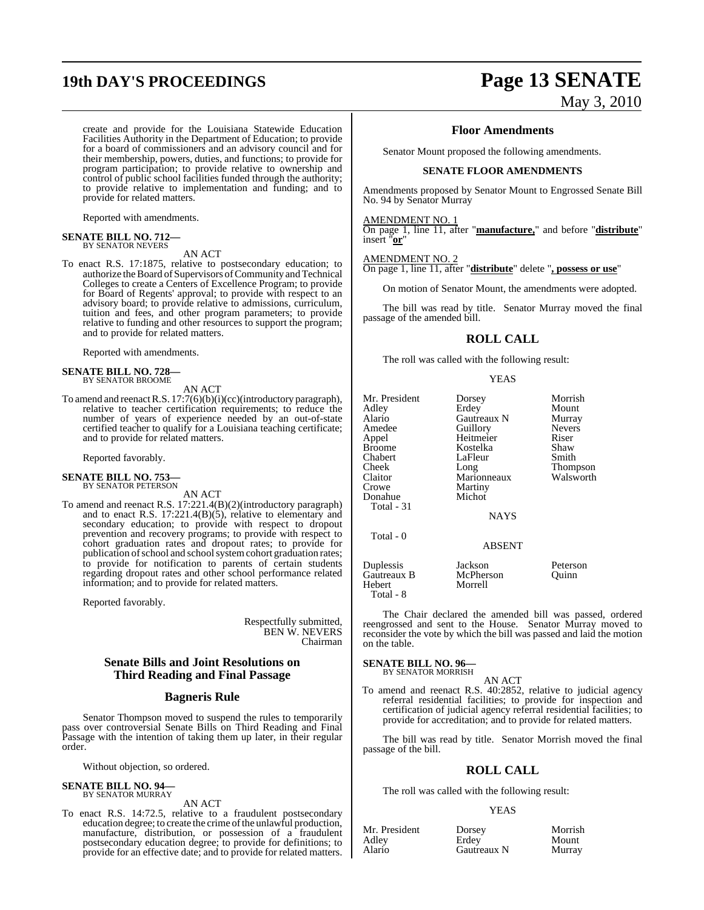create and provide for the Louisiana Statewide Education Facilities Authority in the Department of Education; to provide for a board of commissioners and an advisory council and for their membership, powers, duties, and functions; to provide for program participation; to provide relative to ownership and control of public school facilities funded through the authority; to provide relative to implementation and funding; and to provide for related matters.

Reported with amendments.

**SENATE BILL NO. 712—**
BY SENATOR NEVERS

AN ACT

To enact R.S. 17:1875, relative to postsecondary education; to authorize the Board of Supervisors of Community and Technical Colleges to create a Centers of Excellence Program; to provide for Board of Regents' approval; to provide with respect to an advisory board; to provide relative to admissions, curriculum, tuition and fees, and other program parameters; to provide relative to funding and other resources to support the program; and to provide for related matters.

Reported with amendments.

**SENATE BILL NO. 728—**
BY SENATOR BROOME

AN ACT

To amend and reenact R.S. 17:7(6)(b)(i)(cc)(introductory paragraph), relative to teacher certification requirements; to reduce the number of years of experience needed by an out-of-state certified teacher to qualify for a Louisiana teaching certificate; and to provide for related matters.

Reported favorably.

**SENATE BILL NO. 753—**
BY SENATOR PETERSON

AN ACT

To amend and reenact R.S. 17:221.4(B)(2)(introductory paragraph) and to enact R.S. 17:221.4(B)(5), relative to elementary and secondary education; to provide with respect to dropout prevention and recovery programs; to provide with respect to cohort graduation rates and dropout rates; to provide for publication of school and school system cohort graduation rates; to provide for notification to parents of certain students regarding dropout rates and other school performance related information; and to provide for related matters.

Reported favorably.

Respectfully submitted,
BEN W. NEVERS
Chairman

## Senate Bills and Joint Resolutions on Third Reading and Final Passage

## Bagneris Rule

Senator Thompson moved to suspend the rules to temporarily pass over controversial Senate Bills on Third Reading and Final Passage with the intention of taking them up later, in their regular order.

Without objection, so ordered.

**SENATE BILL NO. 94—**
BY SENATOR MURRAY

AN ACT

To enact R.S. 14:72.5, relative to a fraudulent postsecondary education degree; to create the crime of the unlawful production, manufacture, distribution, or possession of a fraudulent postsecondary education degree; to provide for definitions; to provide for an effective date; and to provide for related matters.

### Floor Amendments

Senator Mount proposed the following amendments.

**SENATE FLOOR AMENDMENTS**

Amendments proposed by Senator Mount to Engrossed Senate Bill No. 94 by Senator Murray

AMENDMENT NO. 1
On page 1, line 11, after "**manufacture,**" and before "**distribute**" insert "**or**"

AMENDMENT NO. 2
On page 1, line 11, after "**distribute**" delete "**, possess or use**"

On motion of Senator Mount, the amendments were adopted.

The bill was read by title. Senator Murray moved the final passage of the amended bill.

## ROLL CALL

The roll was called with the following result:

YEAS

| | | |
|---|---|---|
| Mr. President | Dorsey | Morrish |
| Adley | Erdey | Mount |
| Alario | Gautreaux N | Murray |
| Amedee | Guillory | Nevers |
| Appel | Heitmeier | Riser |
| Broome | Kostelka | Shaw |
| Chabert | LaFleur | Smith |
| Cheek | Long | Thompson |
| Claitor | Marionneaux | Walsworth |
| Crowe | Martiny | |
| Donahue | Michot | |
| Total - 31 | | |

NAYS

Total - 0

ABSENT

| | | |
|---|---|---|
| Duplessis | Jackson | Peterson |
| Gautreaux B | McPherson | Quinn |
| Hebert | Morrell | |
| Total - 8 | | |

The Chair declared the amended bill was passed, ordered reengrossed and sent to the House. Senator Murray moved to reconsider the vote by which the bill was passed and laid the motion on the table.

**SENATE BILL NO. 96—**
BY SENATOR MORRISH

AN ACT

To amend and reenact R.S. 40:2852, relative to judicial agency referral residential facilities; to provide for inspection and certification of judicial agency referral residential facilities; to provide for accreditation; and to provide for related matters.

The bill was read by title. Senator Morrish moved the final passage of the bill.

## ROLL CALL

The roll was called with the following result:

YEAS

| | | |
|---|---|---|
| Mr. President | Dorsey | Morrish |
| Adley | Erdey | Mount |
| Alario | Gautreaux N | Murray |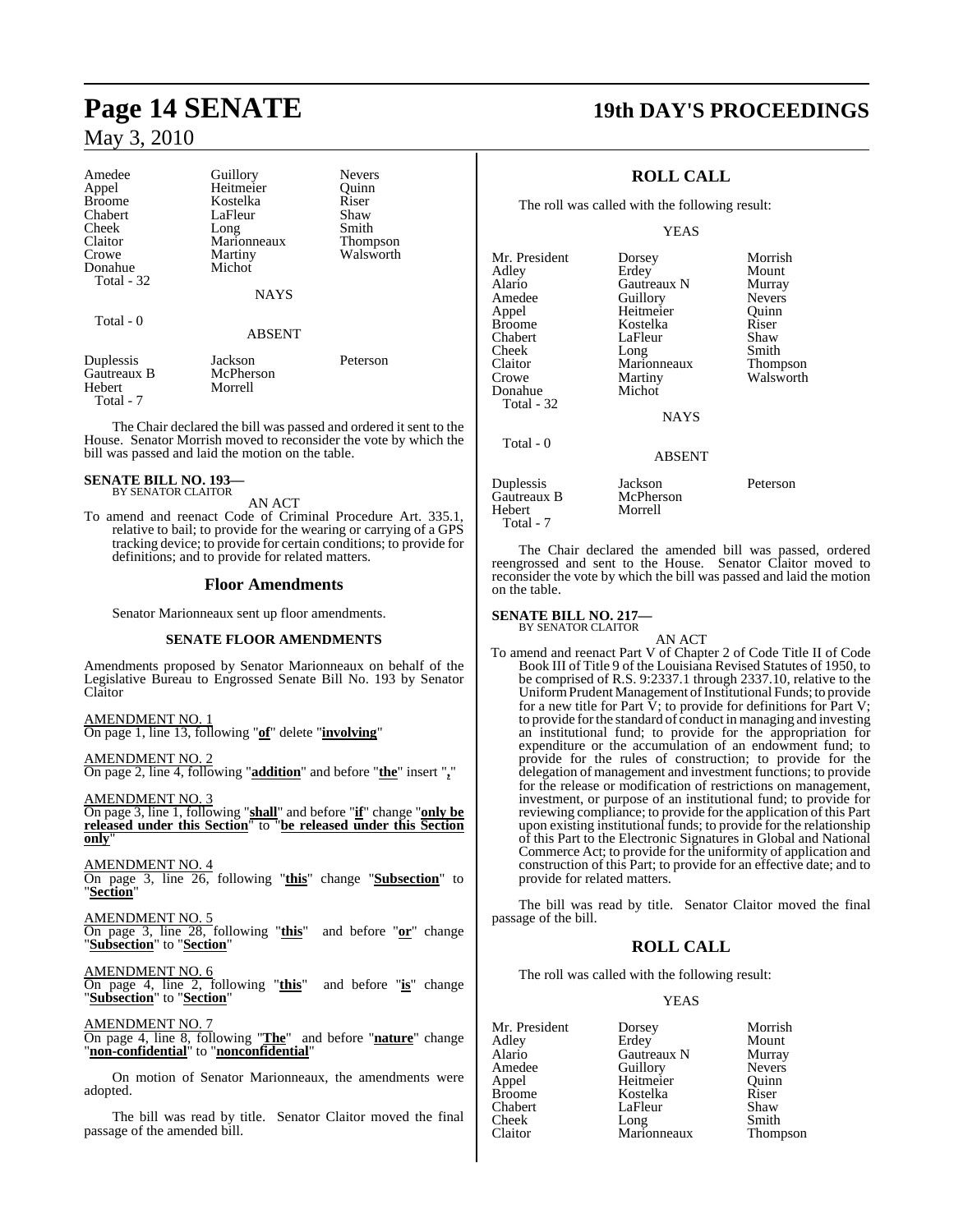| | | |
|---|---|---|
| Amedee | Guillory | Nevers |
| Appel | Heitmeier | Quinn |
| Broome | Kostelka | Riser |
| Chabert | LaFleur | Shaw |
| Cheek | Long | Smith |
| Claitor | Marionneaux | Thompson |
| Crowe | Martiny | Walsworth |
| Donahue | Michot | |
| Total - 32 | | |

NAYS

Total - 0

ABSENT

| | | |
|---|---|---|
| Duplessis | Jackson | Peterson |
| Gautreaux B | McPherson | |
| Hebert | Morrell | |
| Total - 7 | | |

The Chair declared the bill was passed and ordered it sent to the House. Senator Morrish moved to reconsider the vote by which the bill was passed and laid the motion on the table.

**SENATE BILL NO. 193—**
BY SENATOR CLAITOR

AN ACT

To amend and reenact Code of Criminal Procedure Art. 335.1, relative to bail; to provide for the wearing or carrying of a GPS tracking device; to provide for certain conditions; to provide for definitions; and to provide for related matters.

## Floor Amendments

Senator Marionneaux sent up floor amendments.

### SENATE FLOOR AMENDMENTS

Amendments proposed by Senator Marionneaux on behalf of the Legislative Bureau to Engrossed Senate Bill No. 193 by Senator Claitor

AMENDMENT NO. 1
On page 1, line 13, following "**of**" delete "**involving**"

AMENDMENT NO. 2
On page 2, line 4, following "**addition**" and before "**the**" insert "**,**"

AMENDMENT NO. 3
On page 3, line 1, following "**shall**" and before "**if**" change "**only be released under this Section**" to "**be released under this Section only**"

AMENDMENT NO. 4
On page 3, line 26, following "**this**" change "**Subsection**" to "**Section**"

AMENDMENT NO. 5
On page 3, line 28, following "**this**" and before "**or**" change "**Subsection**" to "**Section**"

AMENDMENT NO. 6
On page 4, line 2, following "**this**" and before "**is**" change "**Subsection**" to "**Section**"

AMENDMENT NO. 7
On page 4, line 8, following "**The**" and before "**nature**" change "**non-confidential**" to "**nonconfidential**"

On motion of Senator Marionneaux, the amendments were adopted.

The bill was read by title. Senator Claitor moved the final passage of the amended bill.

## ROLL CALL

The roll was called with the following result:

YEAS

| | | |
|---|---|---|
| Mr. President | Dorsey | Morrish |
| Adley | Erdey | Mount |
| Alario | Gautreaux N | Murray |
| Amedee | Guillory | Nevers |
| Appel | Heitmeier | Quinn |
| Broome | Kostelka | Riser |
| Chabert | LaFleur | Shaw |
| Cheek | Long | Smith |
| Claitor | Marionneaux | Thompson |
| Crowe | Martiny | Walsworth |
| Donahue | Michot | |
| Total - 32 | | |

NAYS

Total - 0

ABSENT

| | | |
|---|---|---|
| Duplessis | Jackson | Peterson |
| Gautreaux B | McPherson | |
| Hebert | Morrell | |
| Total - 7 | | |

The Chair declared the amended bill was passed, ordered reengrossed and sent to the House. Senator Claitor moved to reconsider the vote by which the bill was passed and laid the motion on the table.

**SENATE BILL NO. 217—**
BY SENATOR CLAITOR

AN ACT

To amend and reenact Part V of Chapter 2 of Code Title II of Code Book III of Title 9 of the Louisiana Revised Statutes of 1950, to be comprised of R.S. 9:2337.1 through 2337.10, relative to the Uniform Prudent Management of Institutional Funds; to provide for a new title for Part V; to provide for definitions for Part V; to provide for the standard of conduct in managing and investing an institutional fund; to provide for the appropriation for expenditure or the accumulation of an endowment fund; to provide for the rules of construction; to provide for the delegation of management and investment functions; to provide for the release or modification of restrictions on management, investment, or purpose of an institutional fund; to provide for reviewing compliance; to provide for the application of this Part upon existing institutional funds; to provide for the relationship of this Part to the Electronic Signatures in Global and National Commerce Act; to provide for the uniformity of application and construction of this Part; to provide for an effective date; and to provide for related matters.

The bill was read by title. Senator Claitor moved the final passage of the bill.

## ROLL CALL

The roll was called with the following result:

YEAS

| | | |
|---|---|---|
| Mr. President | Dorsey | Morrish |
| Adley | Erdey | Mount |
| Alario | Gautreaux N | Murray |
| Amedee | Guillory | Nevers |
| Appel | Heitmeier | Quinn |
| Broome | Kostelka | Riser |
| Chabert | LaFleur | Shaw |
| Cheek | Long | Smith |
| Claitor | Marionneaux | Thompson |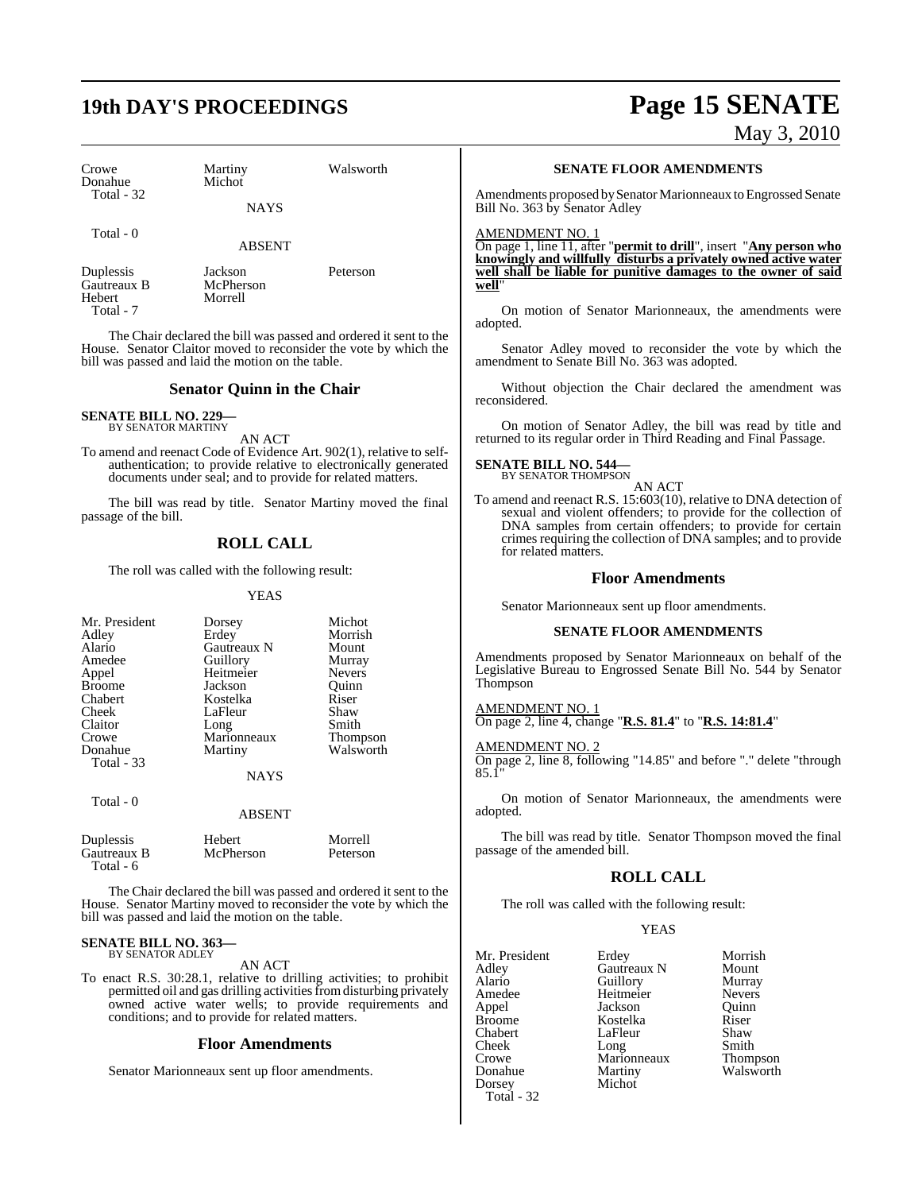| | | |
|---|---|---|
| Crowe | Martiny | Walsworth |
| Donahue | Michot | |
| Total - 32 | | |

NAYS

Total - 0

ABSENT

| | | |
|---|---|---|
| Duplessis | Jackson | Peterson |
| Gautreaux B | McPherson | |
| Hebert | Morrell | |
| Total - 7 | | |

The Chair declared the bill was passed and ordered it sent to the House. Senator Claitor moved to reconsider the vote by which the bill was passed and laid the motion on the table.

## Senator Quinn in the Chair

**SENATE BILL NO. 229—**
BY SENATOR MARTINY

AN ACT

To amend and reenact Code of Evidence Art. 902(1), relative to self-authentication; to provide relative to electronically generated documents under seal; and to provide for related matters.

The bill was read by title. Senator Martiny moved the final passage of the bill.

## ROLL CALL

The roll was called with the following result:

YEAS

| | | |
|---|---|---|
| Mr. President | Dorsey | Michot |
| Adley | Erdey | Morrish |
| Alario | Gautreaux N | Mount |
| Amedee | Guillory | Murray |
| Appel | Heitmeier | Nevers |
| Broome | Jackson | Quinn |
| Chabert | Kostelka | Riser |
| Cheek | LaFleur | Shaw |
| Claitor | Long | Smith |
| Crowe | Marionneaux | Thompson |
| Donahue | Martiny | Walsworth |
| Total - 33 | | |

NAYS

Total - 0

ABSENT

| | | |
|---|---|---|
| Duplessis | Hebert | Morrell |
| Gautreaux B | McPherson | Peterson |
| Total - 6 | | |

The Chair declared the bill was passed and ordered it sent to the House. Senator Martiny moved to reconsider the vote by which the bill was passed and laid the motion on the table.

**SENATE BILL NO. 363—**
BY SENATOR ADLEY

AN ACT

To enact R.S. 30:28.1, relative to drilling activities; to prohibit permitted oil and gas drilling activities from disturbing privately owned active water wells; to provide requirements and conditions; and to provide for related matters.

## Floor Amendments

Senator Marionneaux sent up floor amendments.

### SENATE FLOOR AMENDMENTS

Amendments proposed by Senator Marionneaux to Engrossed Senate Bill No. 363 by Senator Adley

AMENDMENT NO. 1
On page 1, line 11, after "**permit to drill**", insert "**Any person who knowingly and willfully disturbs a privately owned active water well shall be liable for punitive damages to the owner of said well**"

On motion of Senator Marionneaux, the amendments were adopted.

Senator Adley moved to reconsider the vote by which the amendment to Senate Bill No. 363 was adopted.

Without objection the Chair declared the amendment was reconsidered.

On motion of Senator Adley, the bill was read by title and returned to its regular order in Third Reading and Final Passage.

**SENATE BILL NO. 544—**
BY SENATOR THOMPSON

AN ACT

To amend and reenact R.S. 15:603(10), relative to DNA detection of sexual and violent offenders; to provide for the collection of DNA samples from certain offenders; to provide for certain crimes requiring the collection of DNA samples; and to provide for related matters.

## Floor Amendments

Senator Marionneaux sent up floor amendments.

### SENATE FLOOR AMENDMENTS

Amendments proposed by Senator Marionneaux on behalf of the Legislative Bureau to Engrossed Senate Bill No. 544 by Senator Thompson

AMENDMENT NO. 1
On page 2, line 4, change "**R.S. 81.4**" to "**R.S. 14:81.4**"

AMENDMENT NO. 2
On page 2, line 8, following "14.85" and before "." delete "through 85.1"

On motion of Senator Marionneaux, the amendments were adopted.

The bill was read by title. Senator Thompson moved the final passage of the amended bill.

## ROLL CALL

The roll was called with the following result:

YEAS

| | | |
|---|---|---|
| Mr. President | Erdey | Morrish |
| Adley | Gautreaux N | Mount |
| Alario | Guillory | Murray |
| Amedee | Heitmeier | Nevers |
| Appel | Jackson | Quinn |
| Broome | Kostelka | Riser |
| Chabert | LaFleur | Shaw |
| Cheek | Long | Smith |
| Crowe | Marionneaux | Thompson |
| Donahue | Martiny | Walsworth |
| Dorsey | Michot | |
| Total - 32 | | |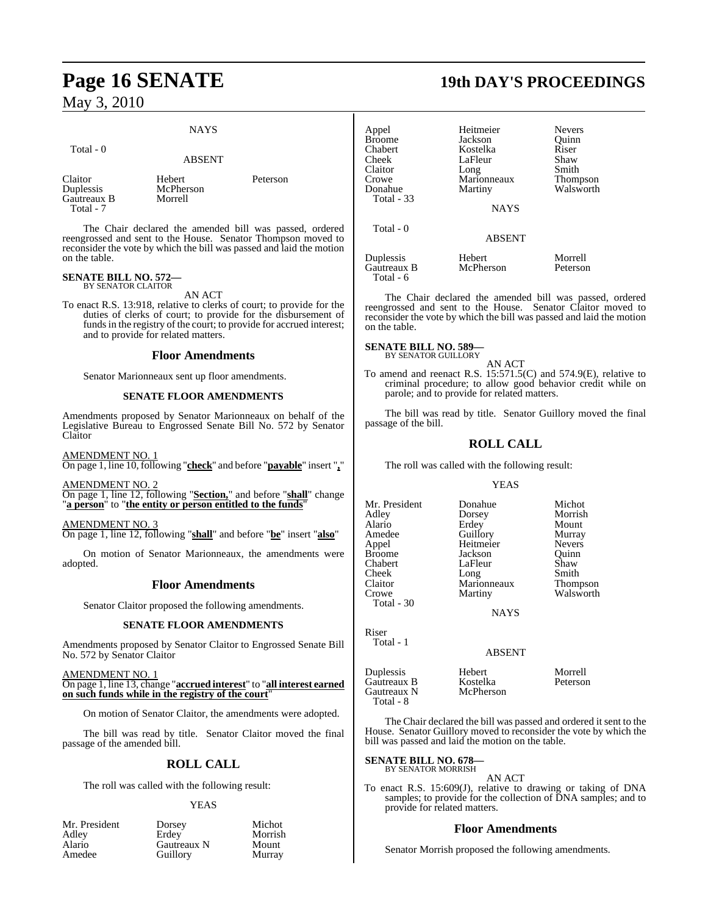NAYS

Total - 0

ABSENT

| | | |
|---|---|---|
| Claitor | Hebert | Peterson |
| Duplessis | McPherson | |
| Gautreaux B | Morrell | |
| Total - 7 | | |

The Chair declared the amended bill was passed, ordered reengrossed and sent to the House. Senator Thompson moved to reconsider the vote by which the bill was passed and laid the motion on the table.

**SENATE BILL NO. 572—**
BY SENATOR CLAITOR

AN ACT

To enact R.S. 13:918, relative to clerks of court; to provide for the duties of clerks of court; to provide for the disbursement of funds in the registry of the court; to provide for accrued interest; and to provide for related matters.

## Floor Amendments

Senator Marionneaux sent up floor amendments.

### SENATE FLOOR AMENDMENTS

Amendments proposed by Senator Marionneaux on behalf of the Legislative Bureau to Engrossed Senate Bill No. 572 by Senator Claitor

AMENDMENT NO. 1
On page 1, line 10, following "**check**" and before "**payable**" insert "**,**"

AMENDMENT NO. 2
On page 1, line 12, following "**Section,**" and before "**shall**" change "**a person**" to "**the entity or person entitled to the funds**"

AMENDMENT NO. 3
On page 1, line 12, following "**shall**" and before "**be**" insert "**also**"

On motion of Senator Marionneaux, the amendments were adopted.

## Floor Amendments

Senator Claitor proposed the following amendments.

### SENATE FLOOR AMENDMENTS

Amendments proposed by Senator Claitor to Engrossed Senate Bill No. 572 by Senator Claitor

AMENDMENT NO. 1
On page 1, line 13, change "**accrued interest**" to "**all interest earned on such funds while in the registry of the court**"

On motion of Senator Claitor, the amendments were adopted.

The bill was read by title. Senator Claitor moved the final passage of the amended bill.

## ROLL CALL

The roll was called with the following result:

YEAS

| | | |
|---|---|---|
| Mr. President | Dorsey | Michot |
| Adley | Erdey | Morrish |
| Alario | Gautreaux N | Mount |
| Amedee | Guillory | Murray |
| Appel | Heitmeier | Nevers |
| Broome | Jackson | Quinn |
| Chabert | Kostelka | Riser |
| Cheek | LaFleur | Shaw |
| Claitor | Long | Smith |
| Crowe | Marionneaux | Thompson |
| Donahue | Martiny | Walsworth |
| Total - 33 | | |

NAYS

Total - 0

ABSENT

| | | |
|---|---|---|
| Duplessis | Hebert | Morrell |
| Gautreaux B | McPherson | Peterson |
| Total - 6 | | |

The Chair declared the amended bill was passed, ordered reengrossed and sent to the House. Senator Claitor moved to reconsider the vote by which the bill was passed and laid the motion on the table.

**SENATE BILL NO. 589—**
BY SENATOR GUILLORY

AN ACT

To amend and reenact R.S. 15:571.5(C) and 574.9(E), relative to criminal procedure; to allow good behavior credit while on parole; and to provide for related matters.

The bill was read by title. Senator Guillory moved the final passage of the bill.

## ROLL CALL

The roll was called with the following result:

YEAS

| | | |
|---|---|---|
| Mr. President | Donahue | Michot |
| Adley | Dorsey | Morrish |
| Alario | Erdey | Mount |
| Amedee | Guillory | Murray |
| Appel | Heitmeier | Nevers |
| Broome | Jackson | Quinn |
| Chabert | LaFleur | Shaw |
| Cheek | Long | Smith |
| Claitor | Marionneaux | Thompson |
| Crowe | Martiny | Walsworth |
| Total - 30 | | |

NAYS

Riser
Total - 1

ABSENT

| | | |
|---|---|---|
| Duplessis | Hebert | Morrell |
| Gautreaux B | Kostelka | Peterson |
| Gautreaux N | McPherson | |
| Total - 8 | | |

The Chair declared the bill was passed and ordered it sent to the House. Senator Guillory moved to reconsider the vote by which the bill was passed and laid the motion on the table.

**SENATE BILL NO. 678—**
BY SENATOR MORRISH

AN ACT

To enact R.S. 15:609(J), relative to drawing or taking of DNA samples; to provide for the collection of DNA samples; and to provide for related matters.

## Floor Amendments

Senator Morrish proposed the following amendments.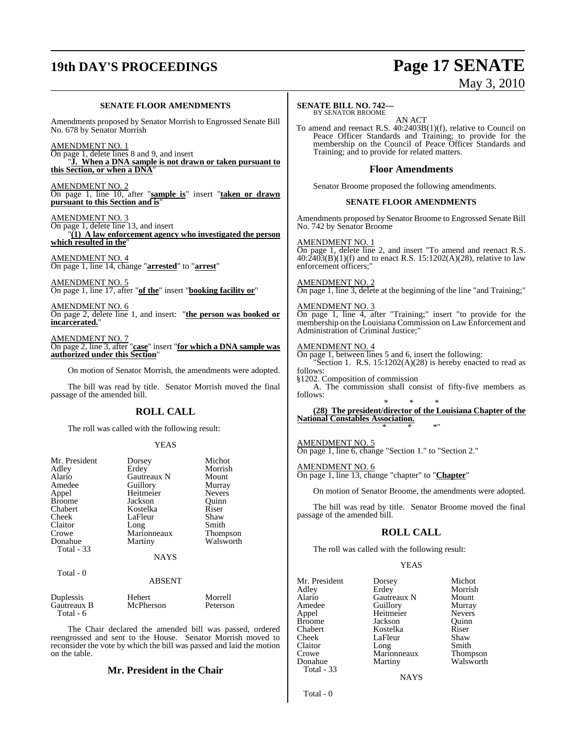**SENATE FLOOR AMENDMENTS**

Amendments proposed by Senator Morrish to Engrossed Senate Bill No. 678 by Senator Morrish

AMENDMENT NO. 1
On page 1, delete lines 8 and 9, and insert
"**J. When a DNA sample is not drawn or taken pursuant to this Section, or when a DNA**"

AMENDMENT NO. 2
On page 1, line 10, after "**sample is**" insert "**taken or drawn pursuant to this Section and is**"

AMENDMENT NO. 3
On page 1, delete line 13, and insert
"**(1) A law enforcement agency who investigated the person which resulted in the**"

AMENDMENT NO. 4
On page 1, line 14, change "**arrested**" to "**arrest**"

AMENDMENT NO. 5
On page 1, line 17, after "**of the**" insert "**booking facility or**"

AMENDMENT NO. 6
On page 2, delete line 1, and insert: "**the person was booked or incarcerated.**"

AMENDMENT NO. 7
On page 2, line 3, after "**case**" insert "**for which a DNA sample was authorized under this Section**"

On motion of Senator Morrish, the amendments were adopted.

The bill was read by title. Senator Morrish moved the final passage of the amended bill.

## ROLL CALL

The roll was called with the following result:

YEAS

| | | |
|---|---|---|
| Mr. President | Dorsey | Michot |
| Adley | Erdey | Morrish |
| Alario | Gautreaux N | Mount |
| Amedee | Guillory | Murray |
| Appel | Heitmeier | Nevers |
| Broome | Jackson | Quinn |
| Chabert | Kostelka | Riser |
| Cheek | LaFleur | Shaw |
| Claitor | Long | Smith |
| Crowe | Marionneaux | Thompson |
| Donahue | Martiny | Walsworth |

Total - 33

NAYS

Total - 0

ABSENT

| | | |
|---|---|---|
| Duplessis | Hebert | Morrell |
| Gautreaux B | McPherson | Peterson |

Total - 6

The Chair declared the amended bill was passed, ordered reengrossed and sent to the House. Senator Morrish moved to reconsider the vote by which the bill was passed and laid the motion on the table.

## Mr. President in the Chair

**SENATE BILL NO. 742—**
BY SENATOR BROOME

AN ACT

To amend and reenact R.S. 40:2403B(1)(f), relative to Council on Peace Officer Standards and Training; to provide for the membership on the Council of Peace Officer Standards and Training; and to provide for related matters.

## Floor Amendments

Senator Broome proposed the following amendments.

**SENATE FLOOR AMENDMENTS**

Amendments proposed by Senator Broome to Engrossed Senate Bill No. 742 by Senator Broome

AMENDMENT NO. 1
On page 1, delete line 2, and insert "To amend and reenact R.S. 40:2403(B)(1)(f) and to enact R.S. 15:1202(A)(28), relative to law enforcement officers;"

AMENDMENT NO. 2
On page 1, line 3, delete at the beginning of the line "and Training;"

AMENDMENT NO. 3
On page 1, line 4, after "Training;" insert "to provide for the membership on the Louisiana Commission on Law Enforcement and Administration of Criminal Justice;"

AMENDMENT NO. 4
On page 1, between lines 5 and 6, insert the following:
"Section 1. R.S. 15:1202(A)(28) is hereby enacted to read as follows:
§1202. Composition of commission
A. The commission shall consist of fifty-five members as follows:
\* \* \*
**(28) The president/director of the Louisiana Chapter of the National Constables Association.**
\* \* \*"

AMENDMENT NO. 5
On page 1, line 6, change "Section 1." to "Section 2."

AMENDMENT NO. 6
On page 1, line 13, change "chapter" to "**Chapter**"

On motion of Senator Broome, the amendments were adopted.

The bill was read by title. Senator Broome moved the final passage of the amended bill.

## ROLL CALL

The roll was called with the following result:

YEAS

| | | |
|---|---|---|
| Mr. President | Dorsey | Michot |
| Adley | Erdey | Morrish |
| Alario | Gautreaux N | Mount |
| Amedee | Guillory | Murray |
| Appel | Heitmeier | Nevers |
| Broome | Jackson | Quinn |
| Chabert | Kostelka | Riser |
| Cheek | LaFleur | Shaw |
| Claitor | Long | Smith |
| Crowe | Marionneaux | Thompson |
| Donahue | Martiny | Walsworth |

Total - 33

NAYS

Total - 0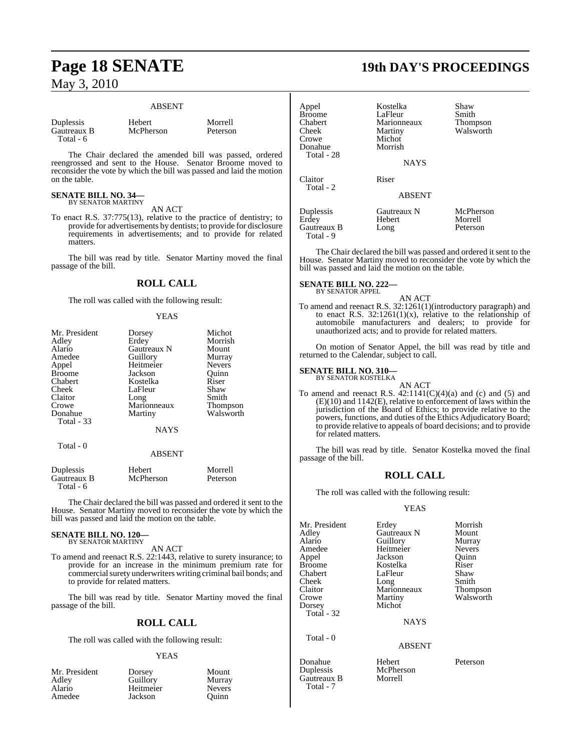ABSENT

| | | |
|---|---|---|
| Duplessis | Hebert | Morrell |
| Gautreaux B | McPherson | Peterson |
| Total - 6 | | |

The Chair declared the amended bill was passed, ordered reengrossed and sent to the House. Senator Broome moved to reconsider the vote by which the bill was passed and laid the motion on the table.

**SENATE BILL NO. 34—**
BY SENATOR MARTINY

AN ACT

To enact R.S. 37:775(13), relative to the practice of dentistry; to provide for advertisements by dentists; to provide for disclosure requirements in advertisements; and to provide for related matters.

The bill was read by title. Senator Martiny moved the final passage of the bill.

## ROLL CALL

The roll was called with the following result:

YEAS

| | | |
|---|---|---|
| Mr. President | Dorsey | Michot |
| Adley | Erdey | Morrish |
| Alario | Gautreaux N | Mount |
| Amedee | Guillory | Murray |
| Appel | Heitmeier | Nevers |
| Broome | Jackson | Quinn |
| Chabert | Kostelka | Riser |
| Cheek | LaFleur | Shaw |
| Claitor | Long | Smith |
| Crowe | Marionneaux | Thompson |
| Donahue | Martiny | Walsworth |
| Total - 33 | | |

NAYS

Total - 0

ABSENT

| | | |
|---|---|---|
| Duplessis | Hebert | Morrell |
| Gautreaux B | McPherson | Peterson |
| Total - 6 | | |

The Chair declared the bill was passed and ordered it sent to the House. Senator Martiny moved to reconsider the vote by which the bill was passed and laid the motion on the table.

**SENATE BILL NO. 120—**
BY SENATOR MARTINY

AN ACT

To amend and reenact R.S. 22:1443, relative to surety insurance; to provide for an increase in the minimum premium rate for commercial surety underwriters writing criminal bail bonds; and to provide for related matters.

The bill was read by title. Senator Martiny moved the final passage of the bill.

## ROLL CALL

The roll was called with the following result:

YEAS

| | | |
|---|---|---|
| Mr. President | Dorsey | Mount |
| Adley | Guillory | Murray |
| Alario | Heitmeier | Nevers |
| Amedee | Jackson | Quinn |
| Appel | Kostelka | Shaw |
| Broome | LaFleur | Smith |
| Chabert | Marionneaux | Thompson |
| Cheek | Martiny | Walsworth |
| Crowe | Michot | |
| Donahue | Morrish | |
| Total - 28 | | |

NAYS

| | |
|---|---|
| Claitor | Riser |
| Total - 2 | |

ABSENT

| | | |
|---|---|---|
| Duplessis | Gautreaux N | McPherson |
| Erdey | Hebert | Morrell |
| Gautreaux B | Long | Peterson |
| Total - 9 | | |

The Chair declared the bill was passed and ordered it sent to the House. Senator Martiny moved to reconsider the vote by which the bill was passed and laid the motion on the table.

**SENATE BILL NO. 222—**
BY SENATOR APPEL

AN ACT

To amend and reenact R.S. 32:1261(1)(introductory paragraph) and to enact R.S. 32:1261(1)(x), relative to the relationship of automobile manufacturers and dealers; to provide for unauthorized acts; and to provide for related matters.

On motion of Senator Appel, the bill was read by title and returned to the Calendar, subject to call.

**SENATE BILL NO. 310—**
BY SENATOR KOSTELKA

AN ACT

To amend and reenact R.S. 42:1141(C)(4)(a) and (c) and (5) and (E)(10) and 1142(E), relative to enforcement of laws within the jurisdiction of the Board of Ethics; to provide relative to the powers, functions, and duties of the Ethics Adjudicatory Board; to provide relative to appeals of board decisions; and to provide for related matters.

The bill was read by title. Senator Kostelka moved the final passage of the bill.

## ROLL CALL

The roll was called with the following result:

YEAS

| | | |
|---|---|---|
| Mr. President | Erdey | Morrish |
| Adley | Gautreaux N | Mount |
| Alario | Guillory | Murray |
| Amedee | Heitmeier | Nevers |
| Appel | Jackson | Quinn |
| Broome | Kostelka | Riser |
| Chabert | LaFleur | Shaw |
| Cheek | Long | Smith |
| Claitor | Marionneaux | Thompson |
| Crowe | Martiny | Walsworth |
| Dorsey | Michot | |
| Total - 32 | | |

NAYS

Total - 0

ABSENT

| | | |
|---|---|---|
| Donahue | Hebert | Peterson |
| Duplessis | McPherson | |
| Gautreaux B | Morrell | |
| Total - 7 | | |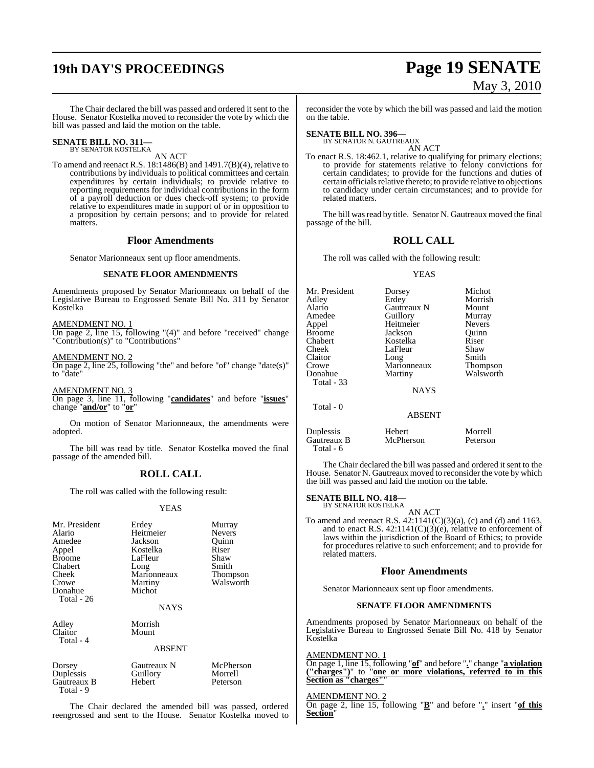The Chair declared the bill was passed and ordered it sent to the House. Senator Kostelka moved to reconsider the vote by which the bill was passed and laid the motion on the table.

**SENATE BILL NO. 311—**
BY SENATOR KOSTELKA

AN ACT

To amend and reenact R.S. 18:1486(B) and 1491.7(B)(4), relative to contributions by individuals to political committees and certain expenditures by certain individuals; to provide relative to reporting requirements for individual contributions in the form of a payroll deduction or dues check-off system; to provide relative to expenditures made in support of or in opposition to a proposition by certain persons; and to provide for related matters.

## Floor Amendments

Senator Marionneaux sent up floor amendments.

### SENATE FLOOR AMENDMENTS

Amendments proposed by Senator Marionneaux on behalf of the Legislative Bureau to Engrossed Senate Bill No. 311 by Senator Kostelka

AMENDMENT NO. 1
On page 2, line 15, following "(4)" and before "received" change "Contribution(s)" to "Contributions"

AMENDMENT NO. 2
On page 2, line 25, following "the" and before "of" change "date(s)" to "date"

AMENDMENT NO. 3
On page 3, line 11, following "**candidates**" and before "**issues**" change "**and/or**" to "**or**"

On motion of Senator Marionneaux, the amendments were adopted.

The bill was read by title. Senator Kostelka moved the final passage of the amended bill.

## ROLL CALL

The roll was called with the following result:

YEAS

| | | |
|---|---|---|
| Mr. President | Erdey | Murray |
| Alario | Heitmeier | Nevers |
| Amedee | Jackson | Quinn |
| Appel | Kostelka | Riser |
| Broome | LaFleur | Shaw |
| Chabert | Long | Smith |
| Cheek | Marionneaux | Thompson |
| Crowe | Martiny | Walsworth |
| Donahue | Michot | |

Total - 26

NAYS

| | |
|---|---|
| Adley | Morrish |
| Claitor | Mount |

Total - 4

ABSENT

| | | |
|---|---|---|
| Dorsey | Gautreaux N | McPherson |
| Duplessis | Guillory | Morrell |
| Gautreaux B | Hebert | Peterson |

Total - 9

The Chair declared the amended bill was passed, ordered reengrossed and sent to the House. Senator Kostelka moved to reconsider the vote by which the bill was passed and laid the motion on the table.

**SENATE BILL NO. 396—**
BY SENATOR N. GAUTREAUX

AN ACT

To enact R.S. 18:462.1, relative to qualifying for primary elections; to provide for statements relative to felony convictions for certain candidates; to provide for the functions and duties of certain officials relative thereto; to provide relative to objections to candidacy under certain circumstances; and to provide for related matters.

The bill was read by title. Senator N. Gautreaux moved the final passage of the bill.

## ROLL CALL

The roll was called with the following result:

YEAS

| | | |
|---|---|---|
| Mr. President | Dorsey | Michot |
| Adley | Erdey | Morrish |
| Alario | Gautreaux N | Mount |
| Amedee | Guillory | Murray |
| Appel | Heitmeier | Nevers |
| Broome | Jackson | Quinn |
| Chabert | Kostelka | Riser |
| Cheek | LaFleur | Shaw |
| Claitor | Long | Smith |
| Crowe | Marionneaux | Thompson |
| Donahue | Martiny | Walsworth |

Total - 33

NAYS

Total - 0

ABSENT

| | | |
|---|---|---|
| Duplessis | Hebert | Morrell |
| Gautreaux B | McPherson | Peterson |

Total - 6

The Chair declared the bill was passed and ordered it sent to the House. Senator N. Gautreaux moved to reconsider the vote by which the bill was passed and laid the motion on the table.

**SENATE BILL NO. 418—**
BY SENATOR KOSTELKA

AN ACT

To amend and reenact R.S. 42:1141(C)(3)(a), (c) and (d) and 1163, and to enact R.S. 42:1141(C)(3)(e), relative to enforcement of laws within the jurisdiction of the Board of Ethics; to provide for procedures relative to such enforcement; and to provide for related matters.

## Floor Amendments

Senator Marionneaux sent up floor amendments.

### SENATE FLOOR AMENDMENTS

Amendments proposed by Senator Marionneaux on behalf of the Legislative Bureau to Engrossed Senate Bill No. 418 by Senator Kostelka

AMENDMENT NO. 1
On page 1, line 15, following "**of**" and before "**.**" change "**a violation ("charges")**" to "**one or more violations, referred to in this Section as "charges"**"

AMENDMENT NO. 2
On page 2, line 15, following "**B**" and before "**.**" insert "**of this Section**"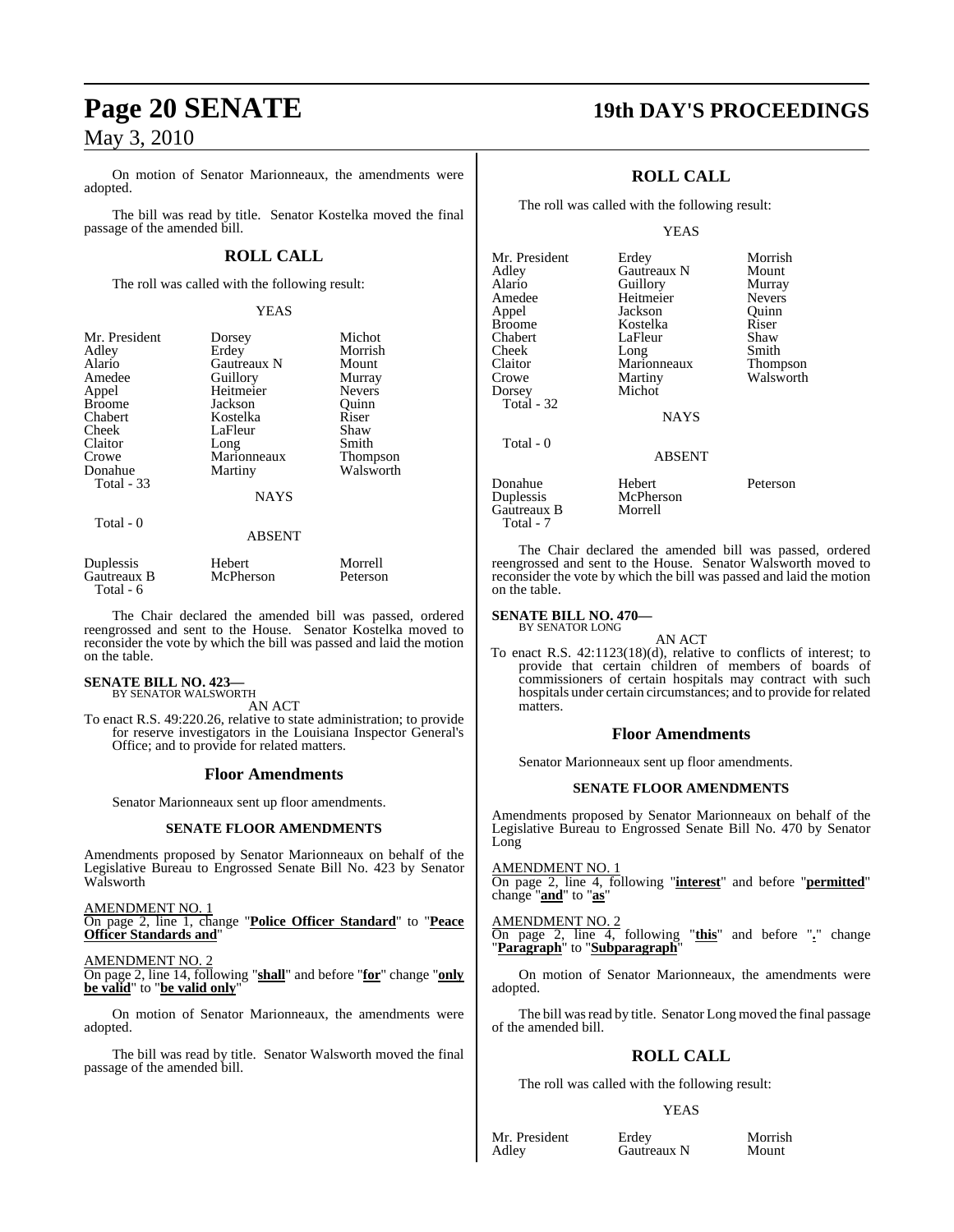On motion of Senator Marionneaux, the amendments were adopted.

The bill was read by title. Senator Kostelka moved the final passage of the amended bill.

## ROLL CALL

The roll was called with the following result:

YEAS

| | | |
|---|---|---|
| Mr. President | Dorsey | Michot |
| Adley | Erdey | Morrish |
| Alario | Gautreaux N | Mount |
| Amedee | Guillory | Murray |
| Appel | Heitmeier | Nevers |
| Broome | Jackson | Quinn |
| Chabert | Kostelka | Riser |
| Cheek | LaFleur | Shaw |
| Claitor | Long | Smith |
| Crowe | Marionneaux | Thompson |
| Donahue | Martiny | Walsworth |
| Total - 33 | | |

NAYS

Total - 0

ABSENT

| | | |
|---|---|---|
| Duplessis | Hebert | Morrell |
| Gautreaux B | McPherson | Peterson |
| Total - 6 | | |

The Chair declared the amended bill was passed, ordered reengrossed and sent to the House. Senator Kostelka moved to reconsider the vote by which the bill was passed and laid the motion on the table.

**SENATE BILL NO. 423—**
BY SENATOR WALSWORTH

AN ACT

To enact R.S. 49:220.26, relative to state administration; to provide for reserve investigators in the Louisiana Inspector General's Office; and to provide for related matters.

## Floor Amendments

Senator Marionneaux sent up floor amendments.

### SENATE FLOOR AMENDMENTS

Amendments proposed by Senator Marionneaux on behalf of the Legislative Bureau to Engrossed Senate Bill No. 423 by Senator Walsworth

AMENDMENT NO. 1
On page 2, line 1, change "**Police Officer Standard**" to "**Peace Officer Standards and**"

AMENDMENT NO. 2
On page 2, line 14, following "**shall**" and before "**for**" change "**only be valid**" to "**be valid only**"

On motion of Senator Marionneaux, the amendments were adopted.

The bill was read by title. Senator Walsworth moved the final passage of the amended bill.

## ROLL CALL

The roll was called with the following result:

YEAS

| | | |
|---|---|---|
| Mr. President | Erdey | Morrish |
| Adley | Gautreaux N | Mount |
| Alario | Guillory | Murray |
| Amedee | Heitmeier | Nevers |
| Appel | Jackson | Quinn |
| Broome | Kostelka | Riser |
| Chabert | LaFleur | Shaw |
| Cheek | Long | Smith |
| Claitor | Marionneaux | Thompson |
| Crowe | Martiny | Walsworth |
| Dorsey | Michot | |
| Total - 32 | | |

NAYS

Total - 0

ABSENT

| | | |
|---|---|---|
| Donahue | Hebert | Peterson |
| Duplessis | McPherson | |
| Gautreaux B | Morrell | |
| Total - 7 | | |

The Chair declared the amended bill was passed, ordered reengrossed and sent to the House. Senator Walsworth moved to reconsider the vote by which the bill was passed and laid the motion on the table.

**SENATE BILL NO. 470—**
BY SENATOR LONG

AN ACT

To enact R.S. 42:1123(18)(d), relative to conflicts of interest; to provide that certain children of members of boards of commissioners of certain hospitals may contract with such hospitals under certain circumstances; and to provide for related matters.

## Floor Amendments

Senator Marionneaux sent up floor amendments.

### SENATE FLOOR AMENDMENTS

Amendments proposed by Senator Marionneaux on behalf of the Legislative Bureau to Engrossed Senate Bill No. 470 by Senator Long

AMENDMENT NO. 1
On page 2, line 4, following "**interest**" and before "**permitted**" change "**and**" to "**as**"

AMENDMENT NO. 2
On page 2, line 4, following "**this**" and before "**.**" change "**Paragraph**" to "**Subparagraph**"

On motion of Senator Marionneaux, the amendments were adopted.

The bill was read by title. Senator Long moved the final passage of the amended bill.

## ROLL CALL

The roll was called with the following result:

YEAS

| | | |
|---|---|---|
| Mr. President | Erdey | Morrish |
| Adley | Gautreaux N | Mount |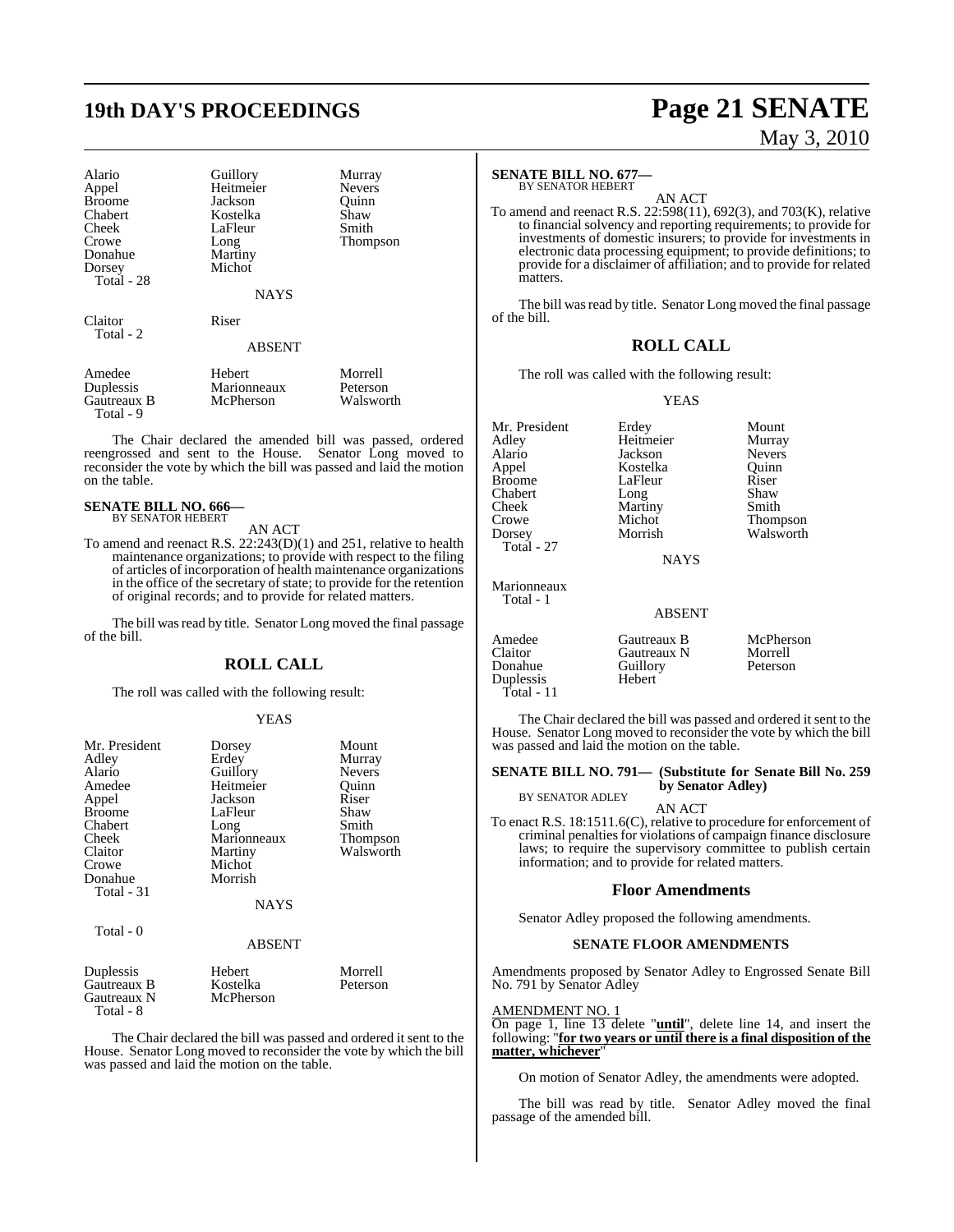| Alario | Guillory | Murray |
|---|---|---|
| Appel | Heitmeier | Nevers |
| Broome | Jackson | Quinn |
| Chabert | Kostelka | Shaw |
| Cheek | LaFleur | Smith |
| Crowe | Long | Thompson |
| Donahue | Martiny | |
| Dorsey | Michot | |
| Total - 28 | | |

NAYS

| Claitor | Riser |
|---|---|
| Total - 2 | |

ABSENT

| Amedee | Hebert | Morrell |
|---|---|---|
| Duplessis | Marionneaux | Peterson |
| Gautreaux B | McPherson | Walsworth |
| Total - 9 | | |

The Chair declared the amended bill was passed, ordered reengrossed and sent to the House. Senator Long moved to reconsider the vote by which the bill was passed and laid the motion on the table.

**SENATE BILL NO. 666—**
BY SENATOR HEBERT

AN ACT

To amend and reenact R.S. 22:243(D)(1) and 251, relative to health maintenance organizations; to provide with respect to the filing of articles of incorporation of health maintenance organizations in the office of the secretary of state; to provide for the retention of original records; and to provide for related matters.

The bill was read by title. Senator Long moved the final passage of the bill.

## ROLL CALL

The roll was called with the following result:

YEAS

| Mr. President | Dorsey | Mount |
|---|---|---|
| Adley | Erdey | Murray |
| Alario | Guillory | Nevers |
| Amedee | Heitmeier | Quinn |
| Appel | Jackson | Riser |
| Broome | LaFleur | Shaw |
| Chabert | Long | Smith |
| Cheek | Marionneaux | Thompson |
| Claitor | Martiny | Walsworth |
| Crowe | Michot | |
| Donahue | Morrish | |
| Total - 31 | | |

NAYS

Total - 0

ABSENT

| Duplessis | Hebert | Morrell |
|---|---|---|
| Gautreaux B | Kostelka | Peterson |
| Gautreaux N | McPherson | |
| Total - 8 | | |

The Chair declared the bill was passed and ordered it sent to the House. Senator Long moved to reconsider the vote by which the bill was passed and laid the motion on the table.

**SENATE BILL NO. 677—**
BY SENATOR HEBERT

AN ACT

To amend and reenact R.S. 22:598(11), 692(3), and 703(K), relative to financial solvency and reporting requirements; to provide for investments of domestic insurers; to provide for investments in electronic data processing equipment; to provide definitions; to provide for a disclaimer of affiliation; and to provide for related matters.

The bill was read by title. Senator Long moved the final passage of the bill.

## ROLL CALL

The roll was called with the following result:

YEAS

| Mr. President | Erdey | Mount |
|---|---|---|
| Adley | Heitmeier | Murray |
| Alario | Jackson | Nevers |
| Appel | Kostelka | Quinn |
| Broome | LaFleur | Riser |
| Chabert | Long | Shaw |
| Cheek | Martiny | Smith |
| Crowe | Michot | Thompson |
| Dorsey | Morrish | Walsworth |
| Total - 27 | | |

NAYS

Marionneaux
Total - 1

ABSENT

| Amedee | Gautreaux B | McPherson |
|---|---|---|
| Claitor | Gautreaux N | Morrell |
| Donahue | Guillory | Peterson |
| Duplessis | Hebert | |
| Total - 11 | | |

The Chair declared the bill was passed and ordered it sent to the House. Senator Long moved to reconsider the vote by which the bill was passed and laid the motion on the table.

**SENATE BILL NO. 791— (Substitute for Senate Bill No. 259 by Senator Adley)**
BY SENATOR ADLEY

AN ACT

To enact R.S. 18:1511.6(C), relative to procedure for enforcement of criminal penalties for violations of campaign finance disclosure laws; to require the supervisory committee to publish certain information; and to provide for related matters.

## Floor Amendments

Senator Adley proposed the following amendments.

### SENATE FLOOR AMENDMENTS

Amendments proposed by Senator Adley to Engrossed Senate Bill No. 791 by Senator Adley

AMENDMENT NO. 1
On page 1, line 13 delete "**until**", delete line 14, and insert the following: "**for two years or until there is a final disposition of the matter, whichever**"

On motion of Senator Adley, the amendments were adopted.

The bill was read by title. Senator Adley moved the final passage of the amended bill.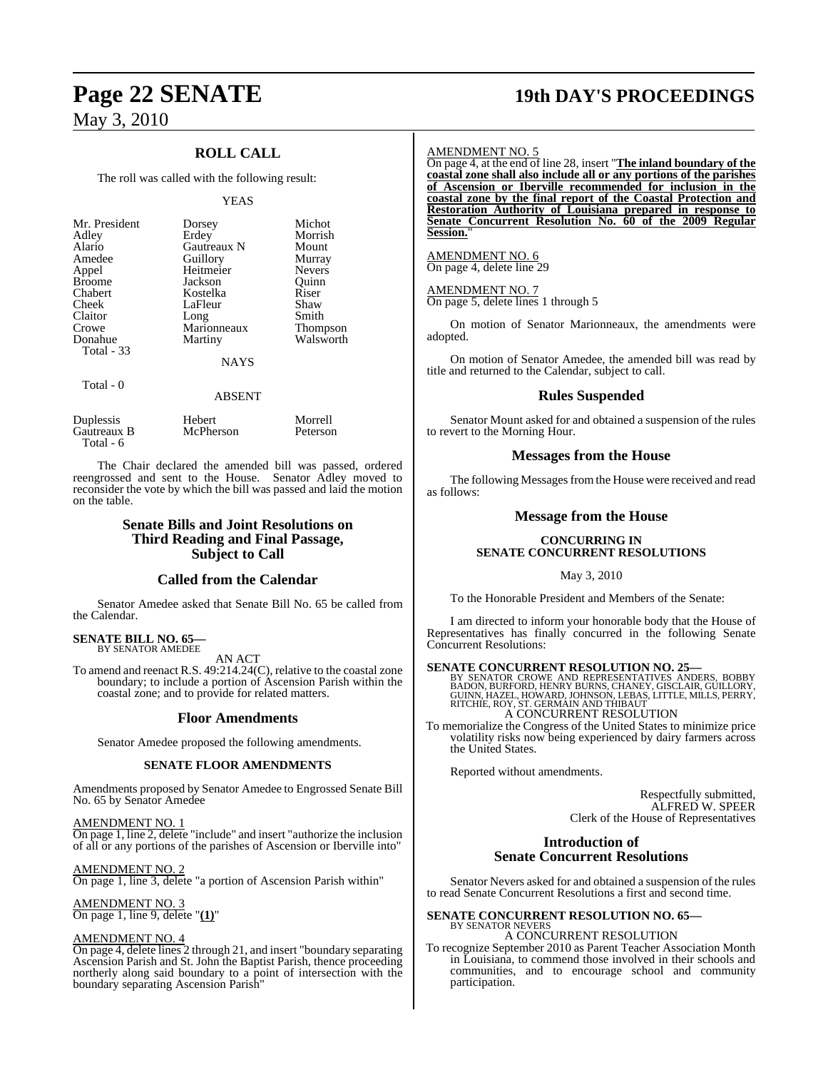## ROLL CALL

The roll was called with the following result:

YEAS

| | | |
|---|---|---|
| Mr. President | Dorsey | Michot |
| Adley | Erdey | Morrish |
| Alario | Gautreaux N | Mount |
| Amedee | Guillory | Murray |
| Appel | Heitmeier | Nevers |
| Broome | Jackson | Quinn |
| Chabert | Kostelka | Riser |
| Cheek | LaFleur | Shaw |
| Claitor | Long | Smith |
| Crowe | Marionneaux | Thompson |
| Donahue | Martiny | Walsworth |
| Total - 33 | | |

NAYS

Total - 0

ABSENT

| | | |
|---|---|---|
| Duplessis | Hebert | Morrell |
| Gautreaux B | McPherson | Peterson |
| Total - 6 | | |

The Chair declared the amended bill was passed, ordered reengrossed and sent to the House. Senator Adley moved to reconsider the vote by which the bill was passed and laid the motion on the table.

## Senate Bills and Joint Resolutions on Third Reading and Final Passage, Subject to Call

## Called from the Calendar

Senator Amedee asked that Senate Bill No. 65 be called from the Calendar.

**SENATE BILL NO. 65—**
BY SENATOR AMEDEE

AN ACT

To amend and reenact R.S. 49:214.24(C), relative to the coastal zone boundary; to include a portion of Ascension Parish within the coastal zone; and to provide for related matters.

## Floor Amendments

Senator Amedee proposed the following amendments.

### SENATE FLOOR AMENDMENTS

Amendments proposed by Senator Amedee to Engrossed Senate Bill No. 65 by Senator Amedee

AMENDMENT NO. 1
On page 1, line 2, delete "include" and insert "authorize the inclusion of all or any portions of the parishes of Ascension or Iberville into"

AMENDMENT NO. 2
On page 1, line 3, delete "a portion of Ascension Parish within"

AMENDMENT NO. 3
On page 1, line 9, delete "**(1)**"

AMENDMENT NO. 4
On page 4, delete lines 2 through 21, and insert "boundary separating Ascension Parish and St. John the Baptist Parish, thence proceeding northerly along said boundary to a point of intersection with the boundary separating Ascension Parish"

AMENDMENT NO. 5
On page 4, at the end of line 28, insert "**The inland boundary of the coastal zone shall also include all or any portions of the parishes of Ascension or Iberville recommended for inclusion in the coastal zone by the final report of the Coastal Protection and Restoration Authority of Louisiana prepared in response to Senate Concurrent Resolution No. 60 of the 2009 Regular Session.**"

AMENDMENT NO. 6
On page 4, delete line 29

AMENDMENT NO. 7
On page 5, delete lines 1 through 5

On motion of Senator Marionneaux, the amendments were adopted.

On motion of Senator Amedee, the amended bill was read by title and returned to the Calendar, subject to call.

## Rules Suspended

Senator Mount asked for and obtained a suspension of the rules to revert to the Morning Hour.

## Messages from the House

The following Messages from the House were received and read as follows:

## Message from the House

### CONCURRING IN SENATE CONCURRENT RESOLUTIONS

May 3, 2010

To the Honorable President and Members of the Senate:

I am directed to inform your honorable body that the House of Representatives has finally concurred in the following Senate Concurrent Resolutions:

**SENATE CONCURRENT RESOLUTION NO. 25—**
BY SENATOR CROWE AND REPRESENTATIVES ANDERS, BOBBY BADON, BURFORD, HENRY BURNS, CHANEY, GISCLAIR, GUILLORY, GUINN, HAZEL, HOWARD, JOHNSON, LEBAS, LITTLE, MILLS, PERRY, RITCHIE, ROY, ST. GERMAIN AND THIBAUT

A CONCURRENT RESOLUTION

To memorialize the Congress of the United States to minimize price volatility risks now being experienced by dairy farmers across the United States.

Reported without amendments.

Respectfully submitted,
ALFRED W. SPEER
Clerk of the House of Representatives

## Introduction of Senate Concurrent Resolutions

Senator Nevers asked for and obtained a suspension of the rules to read Senate Concurrent Resolutions a first and second time.

**SENATE CONCURRENT RESOLUTION NO. 65—**
BY SENATOR NEVERS

A CONCURRENT RESOLUTION

To recognize September 2010 as Parent Teacher Association Month in Louisiana, to commend those involved in their schools and communities, and to encourage school and community participation.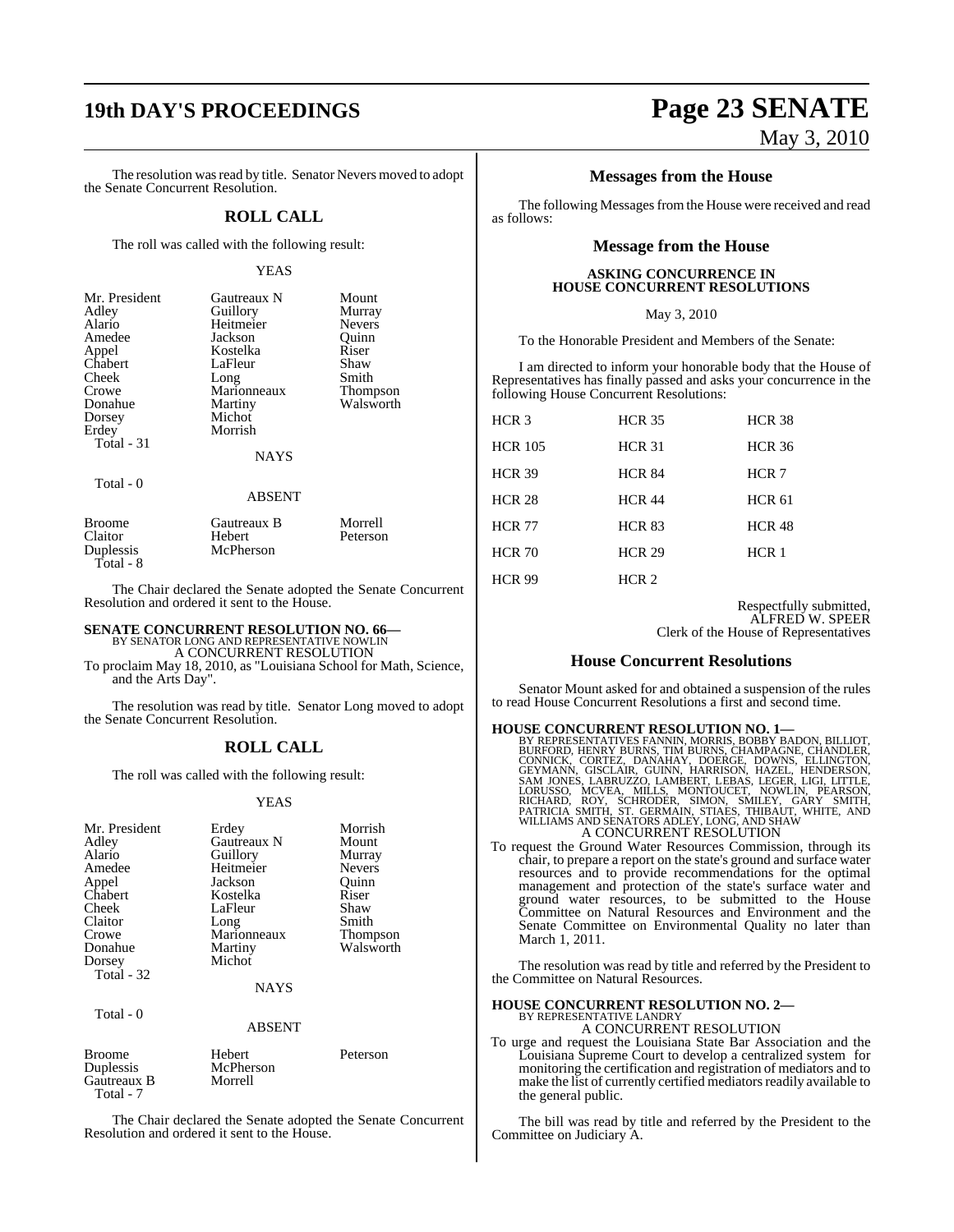The resolution was read by title. Senator Nevers moved to adopt the Senate Concurrent Resolution.

## ROLL CALL

The roll was called with the following result:

YEAS

| | | |
|---|---|---|
| Mr. President | Gautreaux N | Mount |
| Adley | Guillory | Murray |
| Alario | Heitmeier | Nevers |
| Amedee | Jackson | Quinn |
| Appel | Kostelka | Riser |
| Chabert | LaFleur | Shaw |
| Cheek | Long | Smith |
| Crowe | Marionneaux | Thompson |
| Donahue | Martiny | Walsworth |
| Dorsey | Michot | |
| Erdey | Morrish | |
| Total - 31 | | |

NAYS

Total - 0

ABSENT

| | | |
|---|---|---|
| Broome | Gautreaux B | Morrell |
| Claitor | Hebert | Peterson |
| Duplessis | McPherson | |
| Total - 8 | | |

The Chair declared the Senate adopted the Senate Concurrent Resolution and ordered it sent to the House.

**SENATE CONCURRENT RESOLUTION NO. 66—**
BY SENATOR LONG AND REPRESENTATIVE NOWLIN
A CONCURRENT RESOLUTION
To proclaim May 18, 2010, as "Louisiana School for Math, Science, and the Arts Day".

The resolution was read by title. Senator Long moved to adopt the Senate Concurrent Resolution.

## ROLL CALL

The roll was called with the following result:

YEAS

| | | |
|---|---|---|
| Mr. President | Erdey | Morrish |
| Adley | Gautreaux N | Mount |
| Alario | Guillory | Murray |
| Amedee | Heitmeier | Nevers |
| Appel | Jackson | Quinn |
| Chabert | Kostelka | Riser |
| Cheek | LaFleur | Shaw |
| Claitor | Long | Smith |
| Crowe | Marionneaux | Thompson |
| Donahue | Martiny | Walsworth |
| Dorsey | Michot | |
| Total - 32 | | |

NAYS

Total - 0

ABSENT

| | | |
|---|---|---|
| Broome | Hebert | Peterson |
| Duplessis | McPherson | |
| Gautreaux B | Morrell | |
| Total - 7 | | |

The Chair declared the Senate adopted the Senate Concurrent Resolution and ordered it sent to the House.

## Messages from the House

The following Messages from the House were received and read as follows:

## Message from the House

**ASKING CONCURRENCE IN HOUSE CONCURRENT RESOLUTIONS**

May 3, 2010

To the Honorable President and Members of the Senate:

I am directed to inform your honorable body that the House of Representatives has finally passed and asks your concurrence in the following House Concurrent Resolutions:

| | | |
|---|---|---|
| HCR 3 | HCR 35 | HCR 38 |
| HCR 105 | HCR 31 | HCR 36 |
| HCR 39 | HCR 84 | HCR 7 |
| HCR 28 | HCR 44 | HCR 61 |
| HCR 77 | HCR 83 | HCR 48 |
| HCR 70 | HCR 29 | HCR 1 |
| HCR 99 | HCR 2 | |

Respectfully submitted,
ALFRED W. SPEER
Clerk of the House of Representatives

## House Concurrent Resolutions

Senator Mount asked for and obtained a suspension of the rules to read House Concurrent Resolutions a first and second time.

**HOUSE CONCURRENT RESOLUTION NO. 1—**
BY REPRESENTATIVES FANNIN, MORRIS, BOBBY BADON, BILLIOT, BURFORD, HENRY BURNS, TIM BURNS, CHAMPAGNE, CHANDLER, CONNICK, CORTEZ, DANAHAY, DOERGE, DOWNS, ELLINGTON, GEYMANN, GISCLAIR, GUINN, HARRISON, HAZEL, HENDERSON, SAM JONES, LABRUZZO, LAMBERT, LEBAS, LEGER, LIGI, LITTLE, LORUSSO, MCVEA, MILLS, MONTOUCET, NOWLIN, PEARSON, RICHARD, ROY, SCHRODER, SIMON, SMILEY, GARY SMITH, PATRICIA SMITH, ST. GERMAIN, STIAES, THIBAUT, WHITE, AND WILLIAMS AND SENATORS ADLEY, LONG, AND SHAW
A CONCURRENT RESOLUTION
To request the Ground Water Resources Commission, through its chair, to prepare a report on the state's ground and surface water resources and to provide recommendations for the optimal management and protection of the state's surface water and ground water resources, to be submitted to the House Committee on Natural Resources and Environment and the Senate Committee on Environmental Quality no later than March 1, 2011.

The resolution was read by title and referred by the President to the Committee on Natural Resources.

**HOUSE CONCURRENT RESOLUTION NO. 2—**
BY REPRESENTATIVE LANDRY
A CONCURRENT RESOLUTION
To urge and request the Louisiana State Bar Association and the Louisiana Supreme Court to develop a centralized system for monitoring the certification and registration of mediators and to make the list of currently certified mediators readily available to the general public.

The bill was read by title and referred by the President to the Committee on Judiciary A.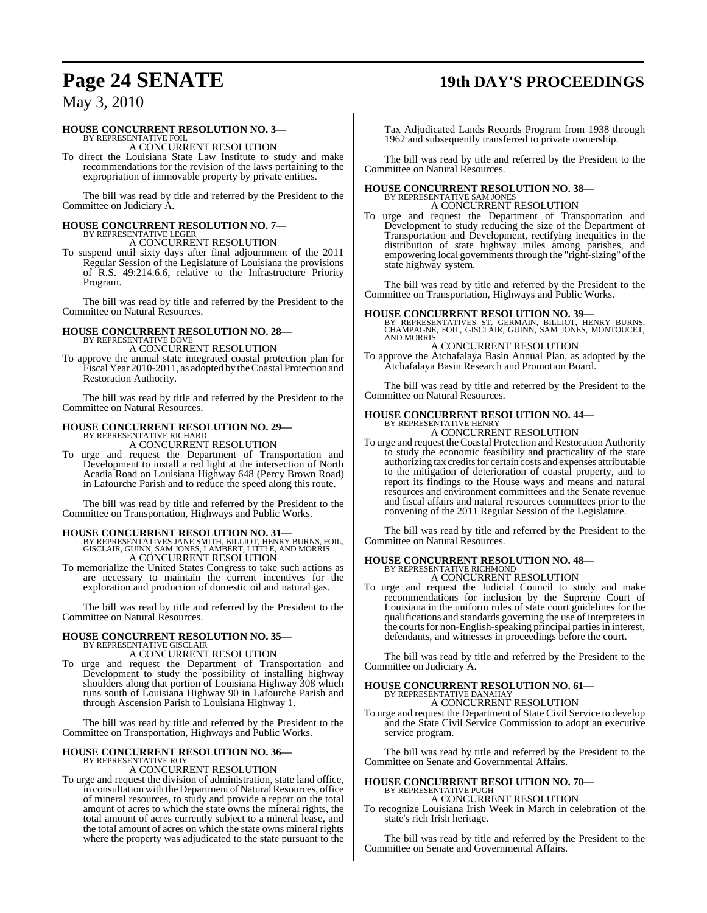**HOUSE CONCURRENT RESOLUTION NO. 3—**
BY REPRESENTATIVE FOIL

A CONCURRENT RESOLUTION

To direct the Louisiana State Law Institute to study and make recommendations for the revision of the laws pertaining to the expropriation of immovable property by private entities.

The bill was read by title and referred by the President to the Committee on Judiciary A.

**HOUSE CONCURRENT RESOLUTION NO. 7—**
BY REPRESENTATIVE LEGER

A CONCURRENT RESOLUTION

To suspend until sixty days after final adjournment of the 2011 Regular Session of the Legislature of Louisiana the provisions of R.S. 49:214.6.6, relative to the Infrastructure Priority Program.

The bill was read by title and referred by the President to the Committee on Natural Resources.

**HOUSE CONCURRENT RESOLUTION NO. 28—**
BY REPRESENTATIVE DOVE

A CONCURRENT RESOLUTION

To approve the annual state integrated coastal protection plan for Fiscal Year 2010-2011, as adopted by the Coastal Protection and Restoration Authority.

The bill was read by title and referred by the President to the Committee on Natural Resources.

**HOUSE CONCURRENT RESOLUTION NO. 29—**
BY REPRESENTATIVE RICHARD

A CONCURRENT RESOLUTION

To urge and request the Department of Transportation and Development to install a red light at the intersection of North Acadia Road on Louisiana Highway 648 (Percy Brown Road) in Lafourche Parish and to reduce the speed along this route.

The bill was read by title and referred by the President to the Committee on Transportation, Highways and Public Works.

**HOUSE CONCURRENT RESOLUTION NO. 31—**
BY REPRESENTATIVES JANE SMITH, BILLIOT, HENRY BURNS, FOIL, GISCLAIR, GUINN, SAM JONES, LAMBERT, LITTLE, AND MORRIS

A CONCURRENT RESOLUTION

To memorialize the United States Congress to take such actions as are necessary to maintain the current incentives for the exploration and production of domestic oil and natural gas.

The bill was read by title and referred by the President to the Committee on Natural Resources.

**HOUSE CONCURRENT RESOLUTION NO. 35—**
BY REPRESENTATIVE GISCLAIR

A CONCURRENT RESOLUTION

To urge and request the Department of Transportation and Development to study the possibility of installing highway shoulders along that portion of Louisiana Highway 308 which runs south of Louisiana Highway 90 in Lafourche Parish and through Ascension Parish to Louisiana Highway 1.

The bill was read by title and referred by the President to the Committee on Transportation, Highways and Public Works.

**HOUSE CONCURRENT RESOLUTION NO. 36—**
BY REPRESENTATIVE ROY

A CONCURRENT RESOLUTION

To urge and request the division of administration, state land office, in consultation with the Department of Natural Resources, office of mineral resources, to study and provide a report on the total amount of acres to which the state owns the mineral rights, the total amount of acres currently subject to a mineral lease, and the total amount of acres on which the state owns mineral rights where the property was adjudicated to the state pursuant to the Tax Adjudicated Lands Records Program from 1938 through 1962 and subsequently transferred to private ownership.

The bill was read by title and referred by the President to the Committee on Natural Resources.

**HOUSE CONCURRENT RESOLUTION NO. 38—**
BY REPRESENTATIVE SAM JONES

A CONCURRENT RESOLUTION

To urge and request the Department of Transportation and Development to study reducing the size of the Department of Transportation and Development, rectifying inequities in the distribution of state highway miles among parishes, and empowering local governments through the "right-sizing" of the state highway system.

The bill was read by title and referred by the President to the Committee on Transportation, Highways and Public Works.

**HOUSE CONCURRENT RESOLUTION NO. 39—**
BY REPRESENTATIVES ST. GERMAIN, BILLIOT, HENRY BURNS, CHAMPAGNE, FOIL, GISCLAIR, GUINN, SAM JONES, MONTOUCET, AND MORRIS

A CONCURRENT RESOLUTION

To approve the Atchafalaya Basin Annual Plan, as adopted by the Atchafalaya Basin Research and Promotion Board.

The bill was read by title and referred by the President to the Committee on Natural Resources.

**HOUSE CONCURRENT RESOLUTION NO. 44—**
BY REPRESENTATIVE HENRY

A CONCURRENT RESOLUTION

To urge and request the Coastal Protection and Restoration Authority to study the economic feasibility and practicality of the state authorizing tax credits for certain costs and expenses attributable to the mitigation of deterioration of coastal property, and to report its findings to the House ways and means and natural resources and environment committees and the Senate revenue and fiscal affairs and natural resources committees prior to the convening of the 2011 Regular Session of the Legislature.

The bill was read by title and referred by the President to the Committee on Natural Resources.

**HOUSE CONCURRENT RESOLUTION NO. 48—**
BY REPRESENTATIVE RICHMOND

A CONCURRENT RESOLUTION

To urge and request the Judicial Council to study and make recommendations for inclusion by the Supreme Court of Louisiana in the uniform rules of state court guidelines for the qualifications and standards governing the use of interpreters in the courts for non-English-speaking principal parties in interest, defendants, and witnesses in proceedings before the court.

The bill was read by title and referred by the President to the Committee on Judiciary A.

**HOUSE CONCURRENT RESOLUTION NO. 61—**
BY REPRESENTATIVE DANAHAY

A CONCURRENT RESOLUTION

To urge and request the Department of State Civil Service to develop and the State Civil Service Commission to adopt an executive service program.

The bill was read by title and referred by the President to the Committee on Senate and Governmental Affairs.

**HOUSE CONCURRENT RESOLUTION NO. 70—**
BY REPRESENTATIVE PUGH

A CONCURRENT RESOLUTION

To recognize Louisiana Irish Week in March in celebration of the state's rich Irish heritage.

The bill was read by title and referred by the President to the Committee on Senate and Governmental Affairs.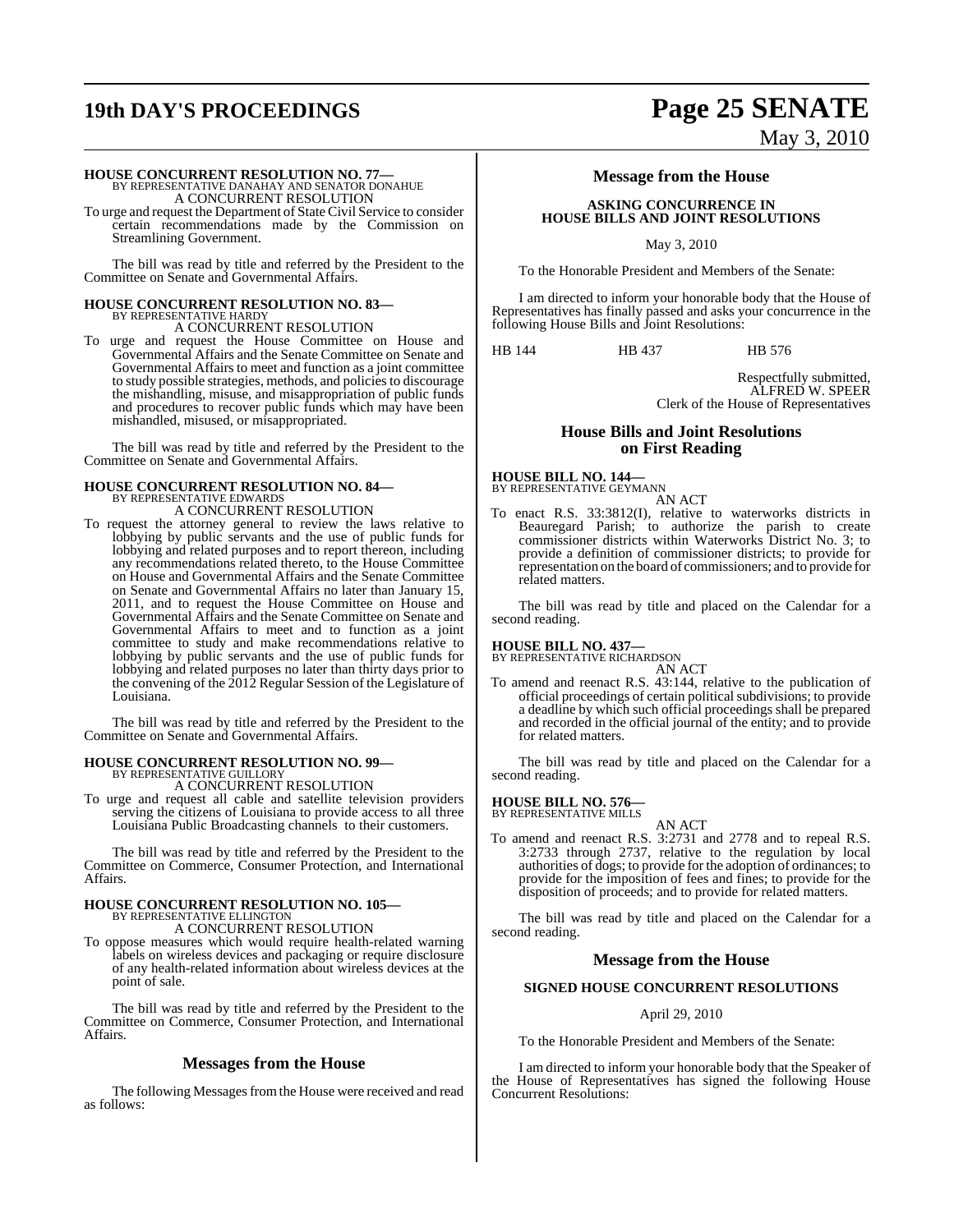**HOUSE CONCURRENT RESOLUTION NO. 77—**
BY REPRESENTATIVE DANAHAY AND SENATOR DONAHUE
A CONCURRENT RESOLUTION

To urge and request the Department of State Civil Service to consider certain recommendations made by the Commission on Streamlining Government.

The bill was read by title and referred by the President to the Committee on Senate and Governmental Affairs.

**HOUSE CONCURRENT RESOLUTION NO. 83—**
BY REPRESENTATIVE HARDY
A CONCURRENT RESOLUTION

To urge and request the House Committee on House and Governmental Affairs and the Senate Committee on Senate and Governmental Affairs to meet and function as a joint committee to study possible strategies, methods, and policies to discourage the mishandling, misuse, and misappropriation of public funds and procedures to recover public funds which may have been mishandled, misused, or misappropriated.

The bill was read by title and referred by the President to the Committee on Senate and Governmental Affairs.

**HOUSE CONCURRENT RESOLUTION NO. 84—**
BY REPRESENTATIVE EDWARDS
A CONCURRENT RESOLUTION

To request the attorney general to review the laws relative to lobbying by public servants and the use of public funds for lobbying and related purposes and to report thereon, including any recommendations related thereto, to the House Committee on House and Governmental Affairs and the Senate Committee on Senate and Governmental Affairs no later than January 15, 2011, and to request the House Committee on House and Governmental Affairs and the Senate Committee on Senate and Governmental Affairs to meet and to function as a joint committee to study and make recommendations relative to lobbying by public servants and the use of public funds for lobbying and related purposes no later than thirty days prior to the convening of the 2012 Regular Session of the Legislature of Louisiana.

The bill was read by title and referred by the President to the Committee on Senate and Governmental Affairs.

**HOUSE CONCURRENT RESOLUTION NO. 99—**
BY REPRESENTATIVE GUILLORY
A CONCURRENT RESOLUTION

To urge and request all cable and satellite television providers serving the citizens of Louisiana to provide access to all three Louisiana Public Broadcasting channels to their customers.

The bill was read by title and referred by the President to the Committee on Commerce, Consumer Protection, and International Affairs.

**HOUSE CONCURRENT RESOLUTION NO. 105—**
BY REPRESENTATIVE ELLINGTON
A CONCURRENT RESOLUTION

To oppose measures which would require health-related warning labels on wireless devices and packaging or require disclosure of any health-related information about wireless devices at the point of sale.

The bill was read by title and referred by the President to the Committee on Commerce, Consumer Protection, and International Affairs.

## Messages from the House

The following Messages from the House were received and read as follows:

## Message from the House

**ASKING CONCURRENCE IN HOUSE BILLS AND JOINT RESOLUTIONS**

May 3, 2010

To the Honorable President and Members of the Senate:

I am directed to inform your honorable body that the House of Representatives has finally passed and asks your concurrence in the following House Bills and Joint Resolutions:

HB 144 HB 437 HB 576

Respectfully submitted,
ALFRED W. SPEER
Clerk of the House of Representatives

## House Bills and Joint Resolutions on First Reading

**HOUSE BILL NO. 144—**
BY REPRESENTATIVE GEYMANN
AN ACT

To enact R.S. 33:3812(I), relative to waterworks districts in Beauregard Parish; to authorize the parish to create commissioner districts within Waterworks District No. 3; to provide a definition of commissioner districts; to provide for representation on the board of commissioners; and to provide for related matters.

The bill was read by title and placed on the Calendar for a second reading.

**HOUSE BILL NO. 437—**
BY REPRESENTATIVE RICHARDSON
AN ACT

To amend and reenact R.S. 43:144, relative to the publication of official proceedings of certain political subdivisions; to provide a deadline by which such official proceedings shall be prepared and recorded in the official journal of the entity; and to provide for related matters.

The bill was read by title and placed on the Calendar for a second reading.

**HOUSE BILL NO. 576—**
BY REPRESENTATIVE MILLS
AN ACT

To amend and reenact R.S. 3:2731 and 2778 and to repeal R.S. 3:2733 through 2737, relative to the regulation by local authorities of dogs; to provide for the adoption of ordinances; to provide for the imposition of fees and fines; to provide for the disposition of proceeds; and to provide for related matters.

The bill was read by title and placed on the Calendar for a second reading.

## Message from the House

**SIGNED HOUSE CONCURRENT RESOLUTIONS**

April 29, 2010

To the Honorable President and Members of the Senate:

I am directed to inform your honorable body that the Speaker of the House of Representatives has signed the following House Concurrent Resolutions: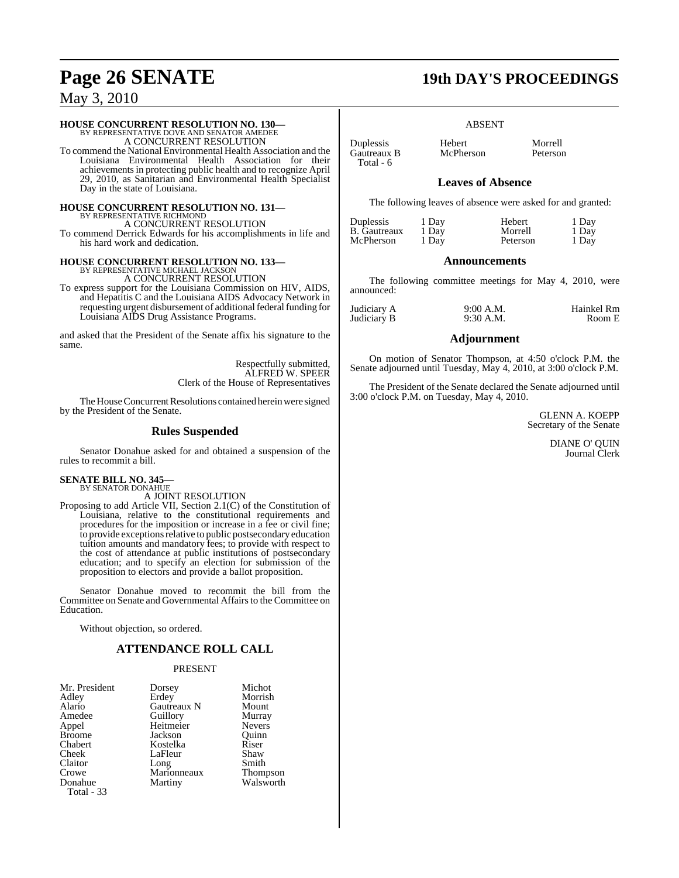**HOUSE CONCURRENT RESOLUTION NO. 130—**
BY REPRESENTATIVE DOVE AND SENATOR AMEDEE
A CONCURRENT RESOLUTION

To commend the National Environmental Health Association and the Louisiana Environmental Health Association for their achievements in protecting public health and to recognize April 29, 2010, as Sanitarian and Environmental Health Specialist Day in the state of Louisiana.

**HOUSE CONCURRENT RESOLUTION NO. 131—**
BY REPRESENTATIVE RICHMOND
A CONCURRENT RESOLUTION

To commend Derrick Edwards for his accomplishments in life and his hard work and dedication.

**HOUSE CONCURRENT RESOLUTION NO. 133—**
BY REPRESENTATIVE MICHAEL JACKSON
A CONCURRENT RESOLUTION

To express support for the Louisiana Commission on HIV, AIDS, and Hepatitis C and the Louisiana AIDS Advocacy Network in requesting urgent disbursement of additional federal funding for Louisiana AIDS Drug Assistance Programs.

and asked that the President of the Senate affix his signature to the same.

Respectfully submitted,
ALFRED W. SPEER
Clerk of the House of Representatives

The House Concurrent Resolutions contained herein were signed by the President of the Senate.

## Rules Suspended

Senator Donahue asked for and obtained a suspension of the rules to recommit a bill.

**SENATE BILL NO. 345—**
BY SENATOR DONAHUE
A JOINT RESOLUTION

Proposing to add Article VII, Section 2.1(C) of the Constitution of Louisiana, relative to the constitutional requirements and procedures for the imposition or increase in a fee or civil fine; to provide exceptions relative to public postsecondary education tuition amounts and mandatory fees; to provide with respect to the cost of attendance at public institutions of postsecondary education; and to specify an election for submission of the proposition to electors and provide a ballot proposition.

Senator Donahue moved to recommit the bill from the Committee on Senate and Governmental Affairs to the Committee on Education.

Without objection, so ordered.

## ATTENDANCE ROLL CALL

PRESENT

| | | |
|---|---|---|
| Mr. President | Dorsey | Michot |
| Adley | Erdey | Morrish |
| Alario | Gautreaux N | Mount |
| Amedee | Guillory | Murray |
| Appel | Heitmeier | Nevers |
| Broome | Jackson | Quinn |
| Chabert | Kostelka | Riser |
| Cheek | LaFleur | Shaw |
| Claitor | Long | Smith |
| Crowe | Marionneaux | Thompson |
| Donahue | Martiny | Walsworth |

Total - 33

ABSENT

| | | |
|---|---|---|
| Duplessis | Hebert | Morrell |
| Gautreaux B | McPherson | Peterson |

Total - 6

## Leaves of Absence

The following leaves of absence were asked for and granted:

| | | | |
|---|---|---|---|
| Duplessis | 1 Day | Hebert | 1 Day |
| B. Gautreaux | 1 Day | Morrell | 1 Day |
| McPherson | 1 Day | Peterson | 1 Day |

## Announcements

The following committee meetings for May 4, 2010, were announced:

| | | |
|---|---|---|
| Judiciary A | 9:00 A.M. | Hainkel Rm |
| Judiciary B | 9:30 A.M. | Room E |

## Adjournment

On motion of Senator Thompson, at 4:50 o'clock P.M. the Senate adjourned until Tuesday, May 4, 2010, at 3:00 o'clock P.M.

The President of the Senate declared the Senate adjourned until 3:00 o'clock P.M. on Tuesday, May 4, 2010.

GLENN A. KOEPP
Secretary of the Senate

DIANE O' QUIN
Journal Clerk